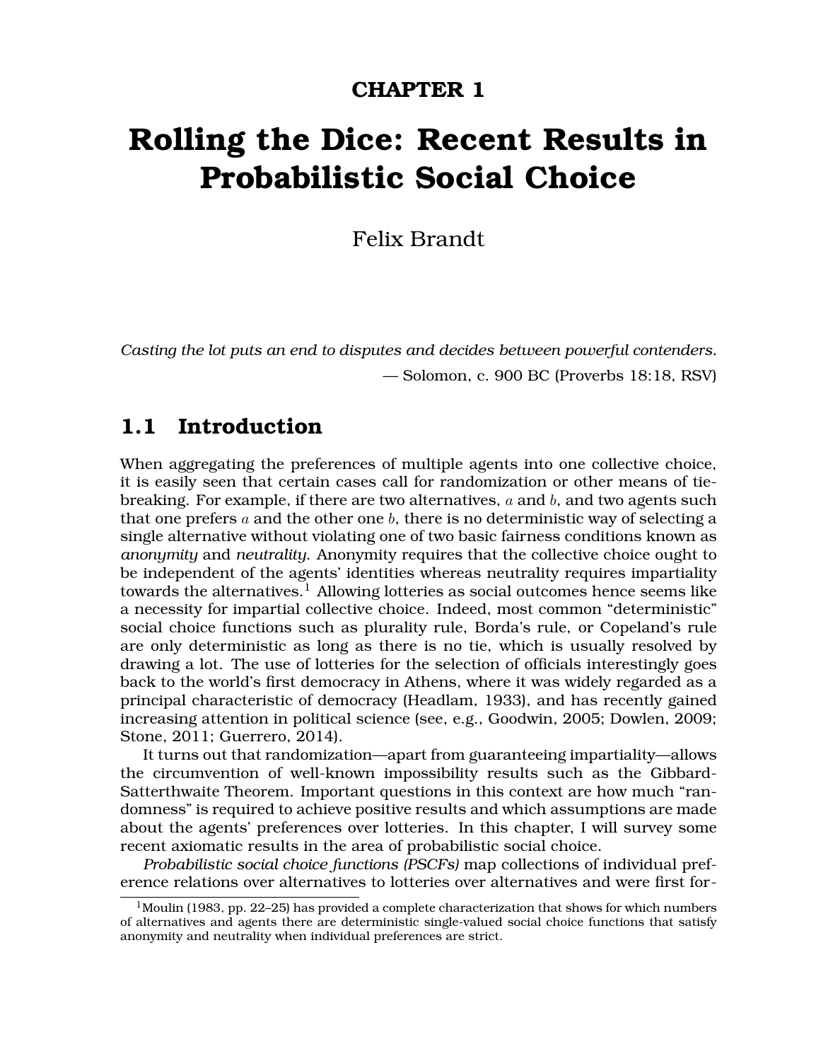# CHAPTER 1

# Rolling the Dice: Recent Results in Probabilistic Social Choice

Felix Brandt

*Casting the lot puts an end to disputes and decides between powerful contenders.*

— Solomon, c. 900 BC (Proverbs 18:18, RSV)

## 1.1 Introduction

When aggregating the preferences of multiple agents into one collective choice, it is easily seen that certain cases call for randomization or other means of tie-breaking. For example, if there are two alternatives, $a$ and $b$, and two agents such that one prefers $a$ and the other one $b$, there is no deterministic way of selecting a single alternative without violating one of two basic fairness conditions known as *anonymity* and *neutrality*. Anonymity requires that the collective choice ought to be independent of the agents' identities whereas neutrality requires impartiality towards the alternatives.[1] Allowing lotteries as social outcomes hence seems like a necessity for impartial collective choice. Indeed, most common "deterministic" social choice functions such as plurality rule, Borda's rule, or Copeland's rule are only deterministic as long as there is no tie, which is usually resolved by drawing a lot. The use of lotteries for the selection of officials interestingly goes back to the world's first democracy in Athens, where it was widely regarded as a principal characteristic of democracy (Headlam, 1933), and has recently gained increasing attention in political science (see, e.g., Goodwin, 2005; Dowlen, 2009; Stone, 2011; Guerrero, 2014).

It turns out that randomization—apart from guaranteeing impartiality—allows the circumvention of well-known impossibility results such as the Gibbard-Satterthwaite Theorem. Important questions in this context are how much "randomness" is required to achieve positive results and which assumptions are made about the agents' preferences over lotteries. In this chapter, I will survey some recent axiomatic results in the area of probabilistic social choice.

*Probabilistic social choice functions (PSCFs)* map collections of individual preference relations over alternatives to lotteries over alternatives and were first for-

[1] Moulin (1983, pp. 22–25) has provided a complete characterization that shows for which numbers of alternatives and agents there are deterministic single-valued social choice functions that satisfy anonymity and neutrality when individual preferences are strict.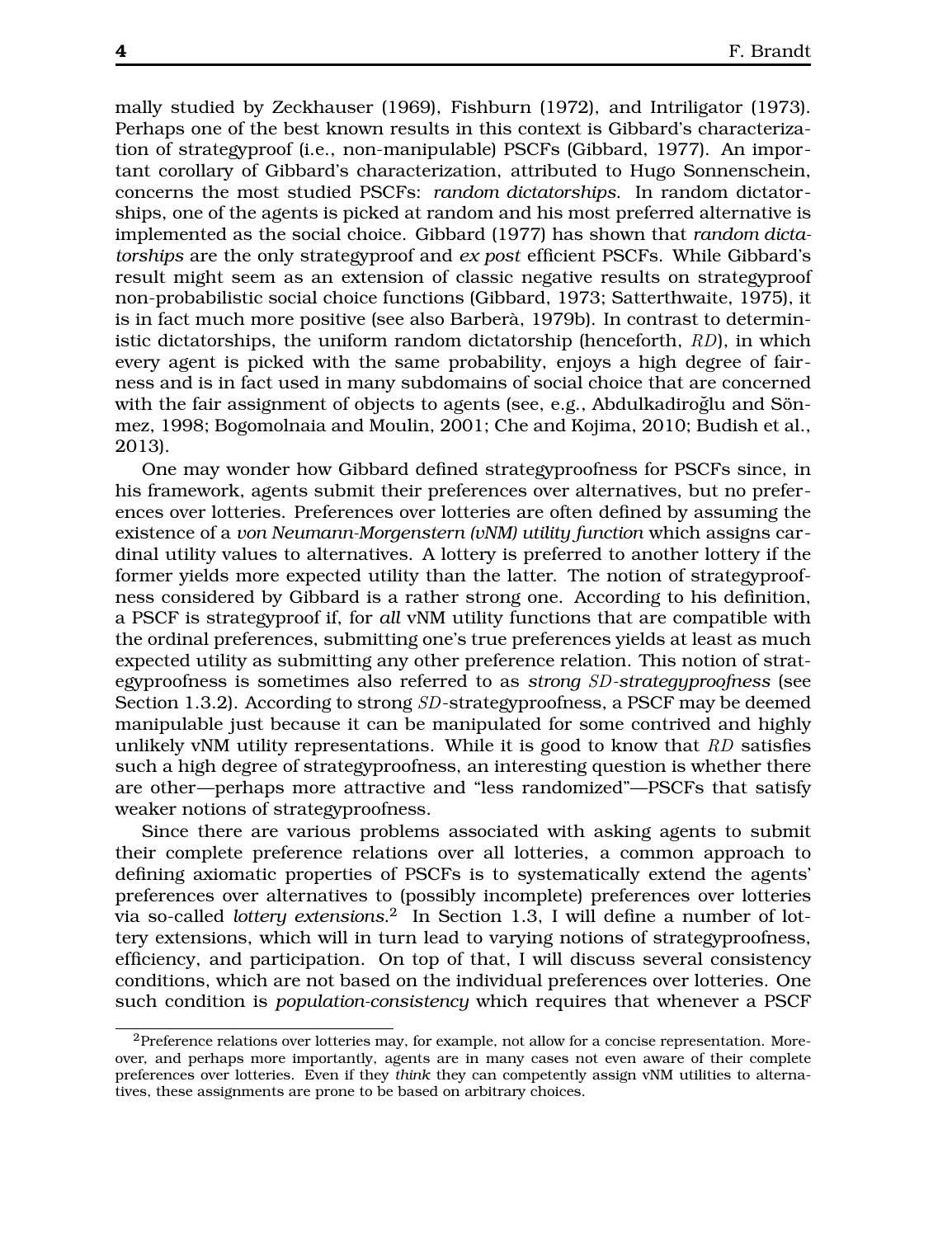mally studied by Zeckhauser (1969), Fishburn (1972), and Intriligator (1973). Perhaps one of the best known results in this context is Gibbard's characterization of strategyproof (i.e., non-manipulable) PSCFs (Gibbard, 1977). An important corollary of Gibbard's characterization, attributed to Hugo Sonnenschein, concerns the most studied PSCFs: *random dictatorships*. In random dictatorships, one of the agents is picked at random and his most preferred alternative is implemented as the social choice. Gibbard (1977) has shown that *random dictatorships* are the only strategyproof and *ex post* efficient PSCFs. While Gibbard's result might seem as an extension of classic negative results on strategyproof non-probabilistic social choice functions (Gibbard, 1973; Satterthwaite, 1975), it is in fact much more positive (see also Barberà, 1979b). In contrast to deterministic dictatorships, the uniform random dictatorship (henceforth, $RD$), in which every agent is picked with the same probability, enjoys a high degree of fairness and is in fact used in many subdomains of social choice that are concerned with the fair assignment of objects to agents (see, e.g., Abdulkadiroğlu and Sönmez, 1998; Bogomolnaia and Moulin, 2001; Che and Kojima, 2010; Budish et al., 2013).

One may wonder how Gibbard defined strategyproofness for PSCFs since, in his framework, agents submit their preferences over alternatives, but no preferences over lotteries. Preferences over lotteries are often defined by assuming the existence of a *von Neumann-Morgenstern (vNM) utility function* which assigns cardinal utility values to alternatives. A lottery is preferred to another lottery if the former yields more expected utility than the latter. The notion of strategyproofness considered by Gibbard is a rather strong one. According to his definition, a PSCF is strategyproof if, for *all* vNM utility functions that are compatible with the ordinal preferences, submitting one's true preferences yields at least as much expected utility as submitting any other preference relation. This notion of strategyproofness is sometimes also referred to as *strong $SD$-strategyproofness* (see Section 1.3.2). According to strong $SD$-strategyproofness, a PSCF may be deemed manipulable just because it can be manipulated for some contrived and highly unlikely vNM utility representations. While it is good to know that $RD$ satisfies such a high degree of strategyproofness, an interesting question is whether there are other—perhaps more attractive and "less randomized"—PSCFs that satisfy weaker notions of strategyproofness.

Since there are various problems associated with asking agents to submit their complete preference relations over all lotteries, a common approach to defining axiomatic properties of PSCFs is to systematically extend the agents' preferences over alternatives to (possibly incomplete) preferences over lotteries via so-called *lottery extensions*.[2] In Section 1.3, I will define a number of lottery extensions, which will in turn lead to varying notions of strategyproofness, efficiency, and participation. On top of that, I will discuss several consistency conditions, which are not based on the individual preferences over lotteries. One such condition is *population-consistency* which requires that whenever a PSCF

[2] Preference relations over lotteries may, for example, not allow for a concise representation. Moreover, and perhaps more importantly, agents are in many cases not even aware of their complete preferences over lotteries. Even if they *think* they can competently assign vNM utilities to alternatives, these assignments are prone to be based on arbitrary choices.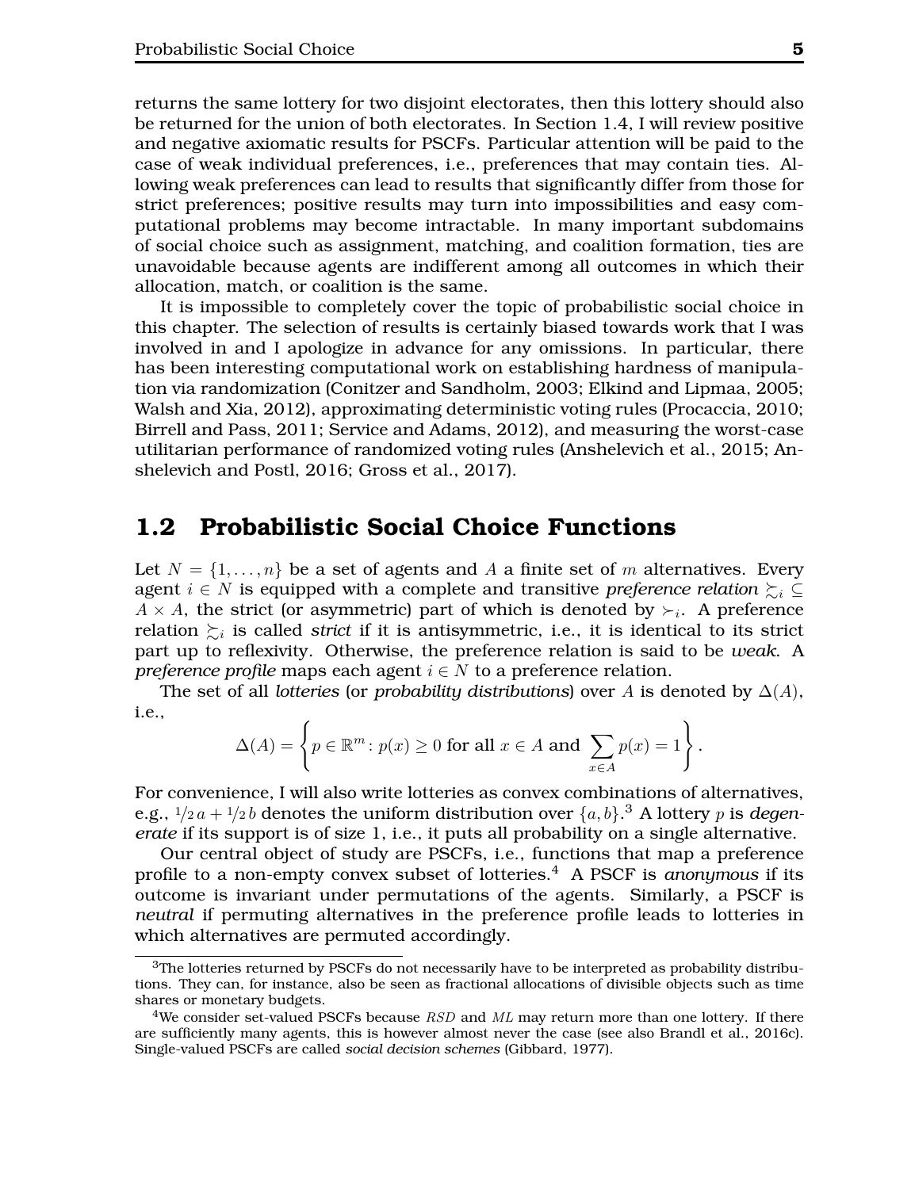returns the same lottery for two disjoint electorates, then this lottery should also be returned for the union of both electorates. In Section 1.4, I will review positive and negative axiomatic results for PSCFs. Particular attention will be paid to the case of weak individual preferences, i.e., preferences that may contain ties. Allowing weak preferences can lead to results that significantly differ from those for strict preferences; positive results may turn into impossibilities and easy computational problems may become intractable. In many important subdomains of social choice such as assignment, matching, and coalition formation, ties are unavoidable because agents are indifferent among all outcomes in which their allocation, match, or coalition is the same.

It is impossible to completely cover the topic of probabilistic social choice in this chapter. The selection of results is certainly biased towards work that I was involved in and I apologize in advance for any omissions. In particular, there has been interesting computational work on establishing hardness of manipulation via randomization (Conitzer and Sandholm, 2003; Elkind and Lipmaa, 2005; Walsh and Xia, 2012), approximating deterministic voting rules (Procaccia, 2010; Birrell and Pass, 2011; Service and Adams, 2012), and measuring the worst-case utilitarian performance of randomized voting rules (Anshelevich et al., 2015; Anshelevich and Postl, 2016; Gross et al., 2017).

## 1.2 Probabilistic Social Choice Functions

Let $N = \{1, \ldots, n\}$ be a set of agents and $A$ a finite set of $m$ alternatives. Every agent $i \in N$ is equipped with a complete and transitive *preference relation* $\succsim_i \subseteq A \times A$, the strict (or asymmetric) part of which is denoted by $\succ_i$. A preference relation $\succsim_i$ is called *strict* if it is antisymmetric, i.e., it is identical to its strict part up to reflexivity. Otherwise, the preference relation is said to be *weak*. A *preference profile* maps each agent $i \in N$ to a preference relation.

The set of all *lotteries* (or *probability distributions*) over $A$ is denoted by $\Delta(A)$, i.e.,

$$\Delta(A) = \left\{ p \in \mathbb{R}^m \colon p(x) \geq 0 \text{ for all } x \in A \text{ and } \sum_{x \in A} p(x) = 1 \right\}.$$

For convenience, I will also write lotteries as convex combinations of alternatives, e.g., $1/2\, a + 1/2\, b$ denotes the uniform distribution over $\{a, b\}$.[3] A lottery $p$ is *degenerate* if its support is of size 1, i.e., it puts all probability on a single alternative.

Our central object of study are PSCFs, i.e., functions that map a preference profile to a non-empty convex subset of lotteries.[4] A PSCF is *anonymous* if its outcome is invariant under permutations of the agents. Similarly, a PSCF is *neutral* if permuting alternatives in the preference profile leads to lotteries in which alternatives are permuted accordingly.

[3] The lotteries returned by PSCFs do not necessarily have to be interpreted as probability distributions. They can, for instance, also be seen as fractional allocations of divisible objects such as time shares or monetary budgets.

[4] We consider set-valued PSCFs because $RSD$ and $ML$ may return more than one lottery. If there are sufficiently many agents, this is however almost never the case (see also Brandl et al., 2016c). Single-valued PSCFs are called *social decision schemes* (Gibbard, 1977).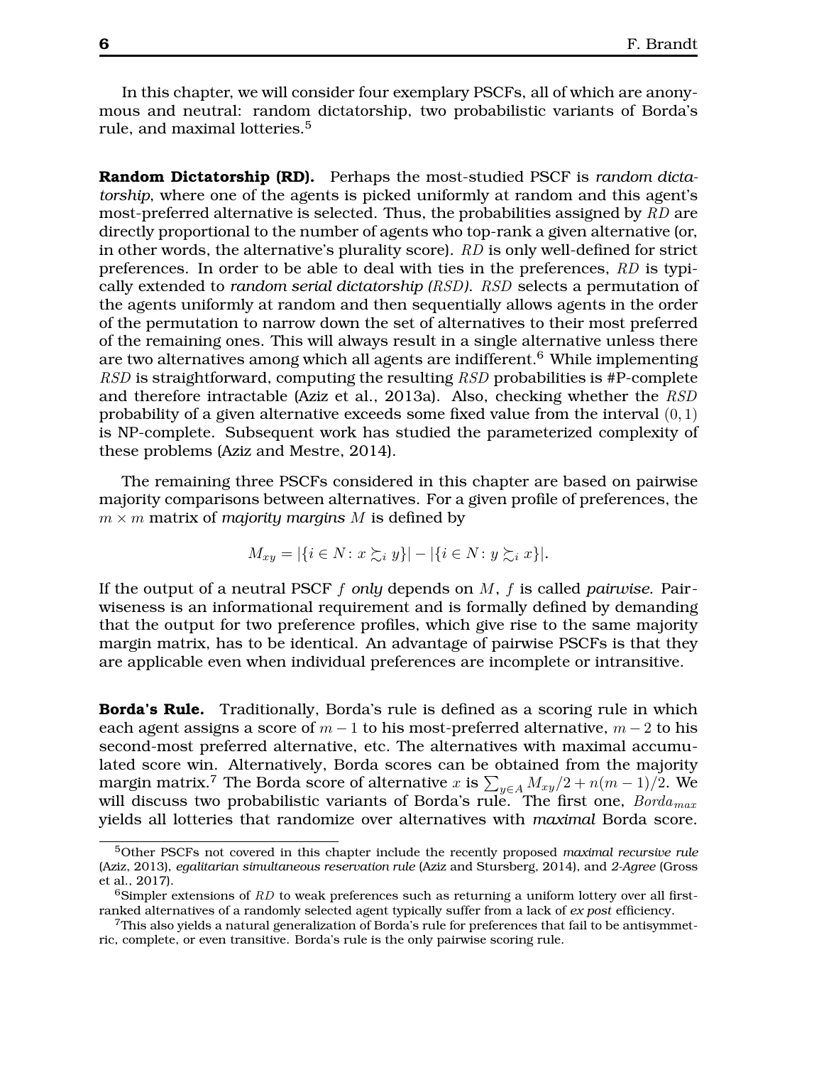In this chapter, we will consider four exemplary PSCFs, all of which are anonymous and neutral: random dictatorship, two probabilistic variants of Borda's rule, and maximal lotteries.[5]

**Random Dictatorship (RD).** Perhaps the most-studied PSCF is *random dictatorship*, where one of the agents is picked uniformly at random and this agent's most-preferred alternative is selected. Thus, the probabilities assigned by $RD$ are directly proportional to the number of agents who top-rank a given alternative (or, in other words, the alternative's plurality score). $RD$ is only well-defined for strict preferences. In order to be able to deal with ties in the preferences, $RD$ is typically extended to *random serial dictatorship (RSD)*. $RSD$ selects a permutation of the agents uniformly at random and then sequentially allows agents in the order of the permutation to narrow down the set of alternatives to their most preferred of the remaining ones. This will always result in a single alternative unless there are two alternatives among which all agents are indifferent.[6] While implementing $RSD$ is straightforward, computing the resulting $RSD$ probabilities is #P-complete and therefore intractable (Aziz et al., 2013a). Also, checking whether the $RSD$ probability of a given alternative exceeds some fixed value from the interval $(0, 1)$ is NP-complete. Subsequent work has studied the parameterized complexity of these problems (Aziz and Mestre, 2014).

The remaining three PSCFs considered in this chapter are based on pairwise majority comparisons between alternatives. For a given profile of preferences, the $m \times m$ matrix of *majority margins* $M$ is defined by

$$M_{xy} = |\{i \in N \colon x \succsim_i y\}| - |\{i \in N \colon y \succsim_i x\}|.$$

If the output of a neutral PSCF $f$ *only* depends on $M$, $f$ is called *pairwise*. Pairwiseness is an informational requirement and is formally defined by demanding that the output for two preference profiles, which give rise to the same majority margin matrix, has to be identical. An advantage of pairwise PSCFs is that they are applicable even when individual preferences are incomplete or intransitive.

**Borda's Rule.** Traditionally, Borda's rule is defined as a scoring rule in which each agent assigns a score of $m - 1$ to his most-preferred alternative, $m - 2$ to his second-most preferred alternative, etc. The alternatives with maximal accumulated score win. Alternatively, Borda scores can be obtained from the majority margin matrix.[7] The Borda score of alternative $x$ is $\sum_{y \in A} M_{xy}/2 + n(m-1)/2$. We will discuss two probabilistic variants of Borda's rule. The first one, $Borda_{max}$ yields all lotteries that randomize over alternatives with *maximal* Borda score.

---

[5] Other PSCFs not covered in this chapter include the recently proposed *maximal recursive rule* (Aziz, 2013), *egalitarian simultaneous reservation rule* (Aziz and Stursberg, 2014), and *2-Agree* (Gross et al., 2017).

[6] Simpler extensions of $RD$ to weak preferences such as returning a uniform lottery over all first-ranked alternatives of a randomly selected agent typically suffer from a lack of *ex post* efficiency.

[7] This also yields a natural generalization of Borda's rule for preferences that fail to be antisymmetric, complete, or even transitive. Borda's rule is the only pairwise scoring rule.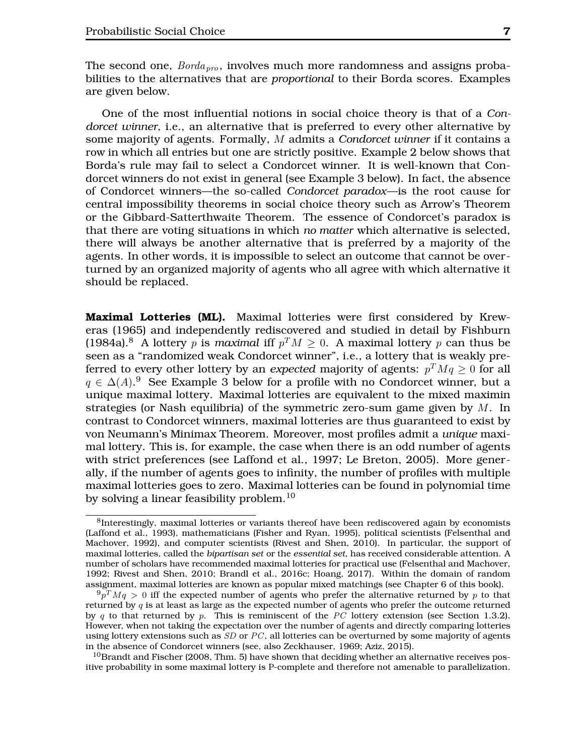The second one, $Borda_{pro}$, involves much more randomness and assigns probabilities to the alternatives that are *proportional* to their Borda scores. Examples are given below.

One of the most influential notions in social choice theory is that of a *Condorcet winner*, i.e., an alternative that is preferred to every other alternative by some majority of agents. Formally, $M$ admits a *Condorcet winner* if it contains a row in which all entries but one are strictly positive. Example 2 below shows that Borda's rule may fail to select a Condorcet winner. It is well-known that Condorcet winners do not exist in general (see Example 3 below). In fact, the absence of Condorcet winners—the so-called *Condorcet paradox*—is the root cause for central impossibility theorems in social choice theory such as Arrow's Theorem or the Gibbard-Satterthwaite Theorem. The essence of Condorcet's paradox is that there are voting situations in which *no matter* which alternative is selected, there will always be another alternative that is preferred by a majority of the agents. In other words, it is impossible to select an outcome that cannot be overturned by an organized majority of agents who all agree with which alternative it should be replaced.

**Maximal Lotteries (ML).** Maximal lotteries were first considered by Kreweras (1965) and independently rediscovered and studied in detail by Fishburn (1984a).[8] A lottery $p$ is *maximal* iff $p^T M \geq 0$. A maximal lottery $p$ can thus be seen as a "randomized weak Condorcet winner", i.e., a lottery that is weakly preferred to every other lottery by an *expected* majority of agents: $p^T Mq \geq 0$ for all $q \in \Delta(A)$.[9] See Example 3 below for a profile with no Condorcet winner, but a unique maximal lottery. Maximal lotteries are equivalent to the mixed maximin strategies (or Nash equilibria) of the symmetric zero-sum game given by $M$. In contrast to Condorcet winners, maximal lotteries are thus guaranteed to exist by von Neumann's Minimax Theorem. Moreover, most profiles admit a *unique* maximal lottery. This is, for example, the case when there is an odd number of agents with strict preferences (see Laffond et al., 1997; Le Breton, 2005). More generally, if the number of agents goes to infinity, the number of profiles with multiple maximal lotteries goes to zero. Maximal lotteries can be found in polynomial time by solving a linear feasibility problem.[10]

---

[8] Interestingly, maximal lotteries or variants thereof have been rediscovered again by economists (Laffond et al., 1993), mathematicians (Fisher and Ryan, 1995), political scientists (Felsenthal and Machover, 1992), and computer scientists (Rivest and Shen, 2010). In particular, the support of maximal lotteries, called the *bipartisan set* or the *essential set*, has received considerable attention. A number of scholars have recommended maximal lotteries for practical use (Felsenthal and Machover, 1992; Rivest and Shen, 2010; Brandl et al., 2016c; Hoang, 2017). Within the domain of random assignment, maximal lotteries are known as popular mixed matchings (see Chapter 6 of this book).

[9] $p^T Mq > 0$ iff the expected number of agents who prefer the alternative returned by $p$ to that returned by $q$ is at least as large as the expected number of agents who prefer the outcome returned by $q$ to that returned by $p$. This is reminiscent of the $PC$ lottery extension (see Section 1.3.2). However, when not taking the expectation over the number of agents and directly comparing lotteries using lottery extensions such as $SD$ or $PC$, all lotteries can be overturned by some majority of agents in the absence of Condorcet winners (see, also Zeckhauser, 1969; Aziz, 2015).

[10] Brandt and Fischer (2008, Thm. 5) have shown that deciding whether an alternative receives positive probability in some maximal lottery is P-complete and therefore not amenable to parallelization.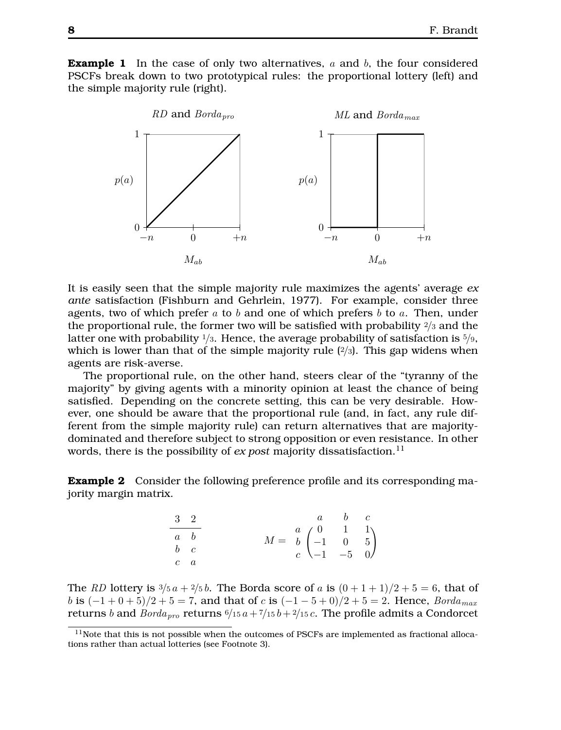**Example 1** In the case of only two alternatives, $a$ and $b$, the four considered PSCFs break down to two prototypical rules: the proportional lottery (left) and the simple majority rule (right).

It is easily seen that the simple majority rule maximizes the agents' average *ex ante* satisfaction (Fishburn and Gehrlein, 1977). For example, consider three agents, two of which prefer $a$ to $b$ and one of which prefers $b$ to $a$. Then, under the proportional rule, the former two will be satisfied with probability $2/3$ and the latter one with probability $1/3$. Hence, the average probability of satisfaction is $5/9$, which is lower than that of the simple majority rule ($2/3$). This gap widens when agents are risk-averse.

The proportional rule, on the other hand, steers clear of the "tyranny of the majority" by giving agents with a minority opinion at least the chance of being satisfied. Depending on the concrete setting, this can be very desirable. However, one should be aware that the proportional rule (and, in fact, any rule different from the simple majority rule) can return alternatives that are majority-dominated and therefore subject to strong opposition or even resistance. In other words, there is the possibility of *ex post* majority dissatisfaction.[11]

**Example 2** Consider the following preference profile and its corresponding majority margin matrix.

| 3 | 2 |
|---|---|
| $a$ | $b$ |
| $b$ | $c$ |
| $c$ | $a$ |

$$M = \begin{array}{c} \\ a \\ b \\ c \end{array} \begin{array}{c} \begin{array}{ccc} a & b & c \end{array} \\ \begin{pmatrix} 0 & 1 & 1 \\ -1 & 0 & 5 \\ -1 & -5 & 0 \end{pmatrix} \end{array}$$

The $RD$ lottery is $3/5\, a + 2/5\, b$. The Borda score of $a$ is $(0+1+1)/2+5 = 6$, that of $b$ is $(-1+0+5)/2+5 = 7$, and that of $c$ is $(-1-5+0)/2+5 = 2$. Hence, $Borda_{max}$ returns $b$ and $Borda_{pro}$ returns $6/15\, a + 7/15\, b + 2/15\, c$. The profile admits a Condorcet

[11] Note that this is not possible when the outcomes of PSCFs are implemented as fractional allocations rather than actual lotteries (see Footnote 3).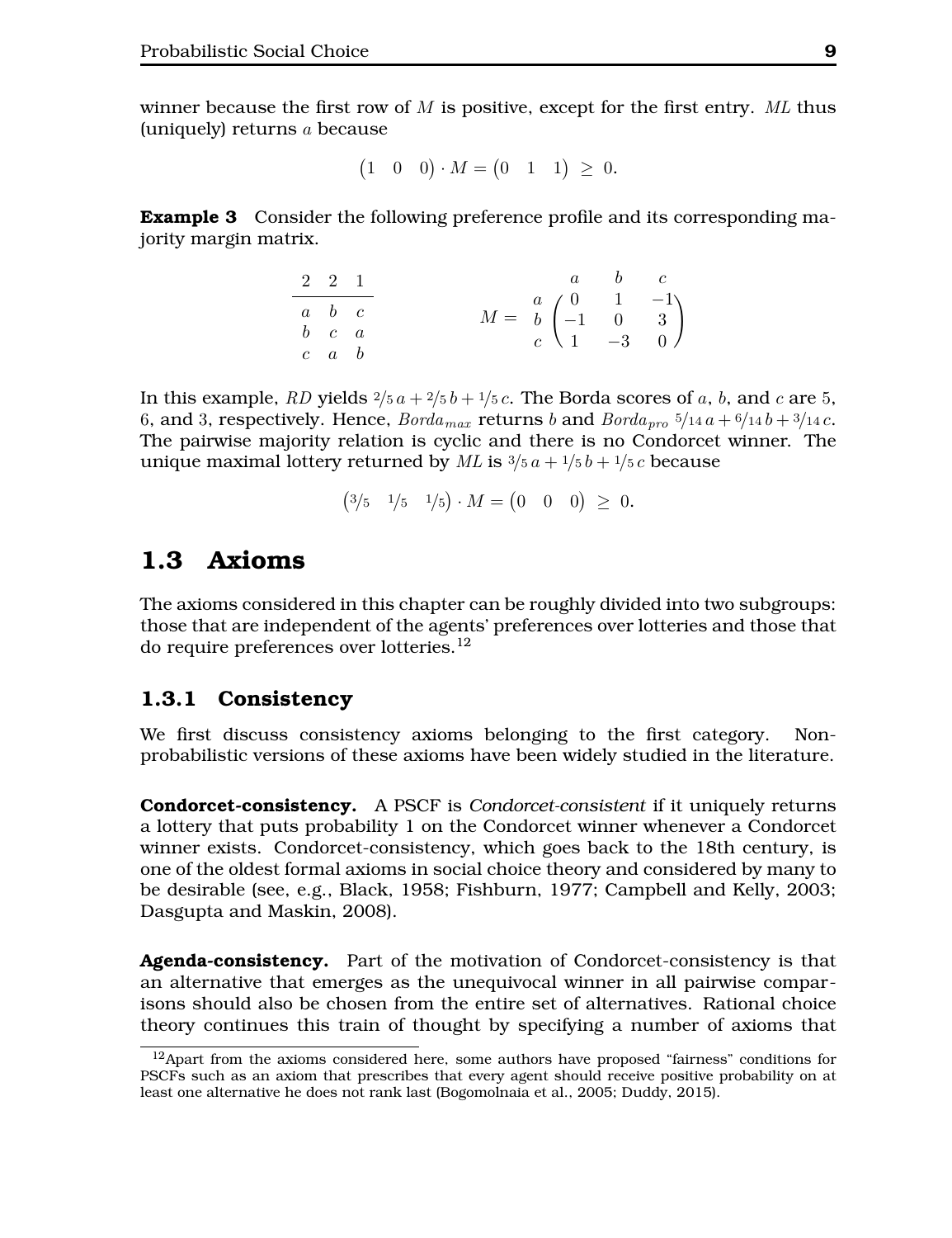winner because the first row of $M$ is positive, except for the first entry. $ML$ thus (uniquely) returns $a$ because

$$\begin{pmatrix}1 & 0 & 0\end{pmatrix} \cdot M = \begin{pmatrix}0 & 1 & 1\end{pmatrix} \geq 0.$$

**Example 3** Consider the following preference profile and its corresponding majority margin matrix.

| 2 | 2 | 1 |
|---|---|---|
| $a$ | $b$ | $c$ |
| $b$ | $c$ | $a$ |
| $c$ | $a$ | $b$ |

$$M = \begin{array}{c} \\ a \\ b \\ c \end{array}\begin{array}{c} \begin{array}{ccc} a & b & c \end{array} \\ \begin{pmatrix} 0 & 1 & -1 \\ -1 & 0 & 3 \\ 1 & -3 & 0 \end{pmatrix} \end{array}$$

In this example, $RD$ yields $2/5\, a + 2/5\, b + 1/5\, c$. The Borda scores of $a$, $b$, and $c$ are 5, 6, and 3, respectively. Hence, $Borda_{max}$ returns $b$ and $Borda_{pro}$ $5/14\, a + 6/14\, b + 3/14\, c$. The pairwise majority relation is cyclic and there is no Condorcet winner. The unique maximal lottery returned by $ML$ is $3/5\, a + 1/5\, b + 1/5\, c$ because

$$\begin{pmatrix}3/5 & 1/5 & 1/5\end{pmatrix} \cdot M = \begin{pmatrix}0 & 0 & 0\end{pmatrix} \geq 0.$$

## 1.3 Axioms

The axioms considered in this chapter can be roughly divided into two subgroups: those that are independent of the agents' preferences over lotteries and those that do require preferences over lotteries.[12]

### 1.3.1 Consistency

We first discuss consistency axioms belonging to the first category. Non-probabilistic versions of these axioms have been widely studied in the literature.

**Condorcet-consistency.** A PSCF is *Condorcet-consistent* if it uniquely returns a lottery that puts probability 1 on the Condorcet winner whenever a Condorcet winner exists. Condorcet-consistency, which goes back to the 18th century, is one of the oldest formal axioms in social choice theory and considered by many to be desirable (see, e.g., Black, 1958; Fishburn, 1977; Campbell and Kelly, 2003; Dasgupta and Maskin, 2008).

**Agenda-consistency.** Part of the motivation of Condorcet-consistency is that an alternative that emerges as the unequivocal winner in all pairwise comparisons should also be chosen from the entire set of alternatives. Rational choice theory continues this train of thought by specifying a number of axioms that

[12] Apart from the axioms considered here, some authors have proposed "fairness" conditions for PSCFs such as an axiom that prescribes that every agent should receive positive probability on at least one alternative he does not rank last (Bogomolnaia et al., 2005; Duddy, 2015).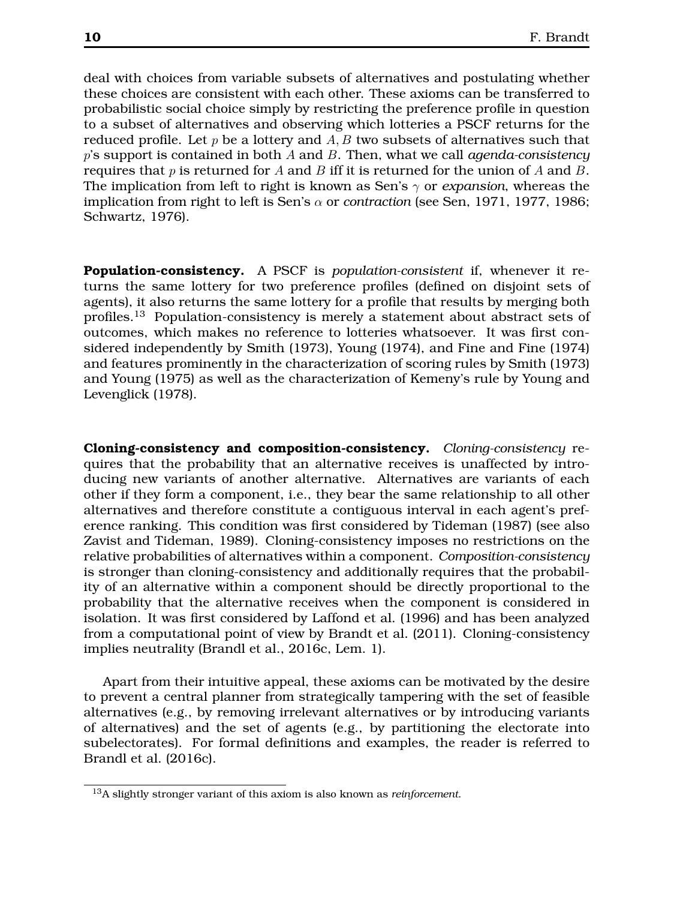deal with choices from variable subsets of alternatives and postulating whether these choices are consistent with each other. These axioms can be transferred to probabilistic social choice simply by restricting the preference profile in question to a subset of alternatives and observing which lotteries a PSCF returns for the reduced profile. Let $p$ be a lottery and $A, B$ two subsets of alternatives such that $p$'s support is contained in both $A$ and $B$. Then, what we call *agenda-consistency* requires that $p$ is returned for $A$ and $B$ iff it is returned for the union of $A$ and $B$. The implication from left to right is known as Sen's $\gamma$ or *expansion*, whereas the implication from right to left is Sen's $\alpha$ or *contraction* (see Sen, 1971, 1977, 1986; Schwartz, 1976).

**Population-consistency.** A PSCF is *population-consistent* if, whenever it returns the same lottery for two preference profiles (defined on disjoint sets of agents), it also returns the same lottery for a profile that results by merging both profiles.[13] Population-consistency is merely a statement about abstract sets of outcomes, which makes no reference to lotteries whatsoever. It was first considered independently by Smith (1973), Young (1974), and Fine and Fine (1974) and features prominently in the characterization of scoring rules by Smith (1973) and Young (1975) as well as the characterization of Kemeny's rule by Young and Levenglick (1978).

**Cloning-consistency and composition-consistency.** *Cloning-consistency* requires that the probability that an alternative receives is unaffected by introducing new variants of another alternative. Alternatives are variants of each other if they form a component, i.e., they bear the same relationship to all other alternatives and therefore constitute a contiguous interval in each agent's preference ranking. This condition was first considered by Tideman (1987) (see also Zavist and Tideman, 1989). Cloning-consistency imposes no restrictions on the relative probabilities of alternatives within a component. *Composition-consistency* is stronger than cloning-consistency and additionally requires that the probability of an alternative within a component should be directly proportional to the probability that the alternative receives when the component is considered in isolation. It was first considered by Laffond et al. (1996) and has been analyzed from a computational point of view by Brandt et al. (2011). Cloning-consistency implies neutrality (Brandl et al., 2016c, Lem. 1).

Apart from their intuitive appeal, these axioms can be motivated by the desire to prevent a central planner from strategically tampering with the set of feasible alternatives (e.g., by removing irrelevant alternatives or by introducing variants of alternatives) and the set of agents (e.g., by partitioning the electorate into subelectorates). For formal definitions and examples, the reader is referred to Brandl et al. (2016c).

[13] A slightly stronger variant of this axiom is also known as *reinforcement*.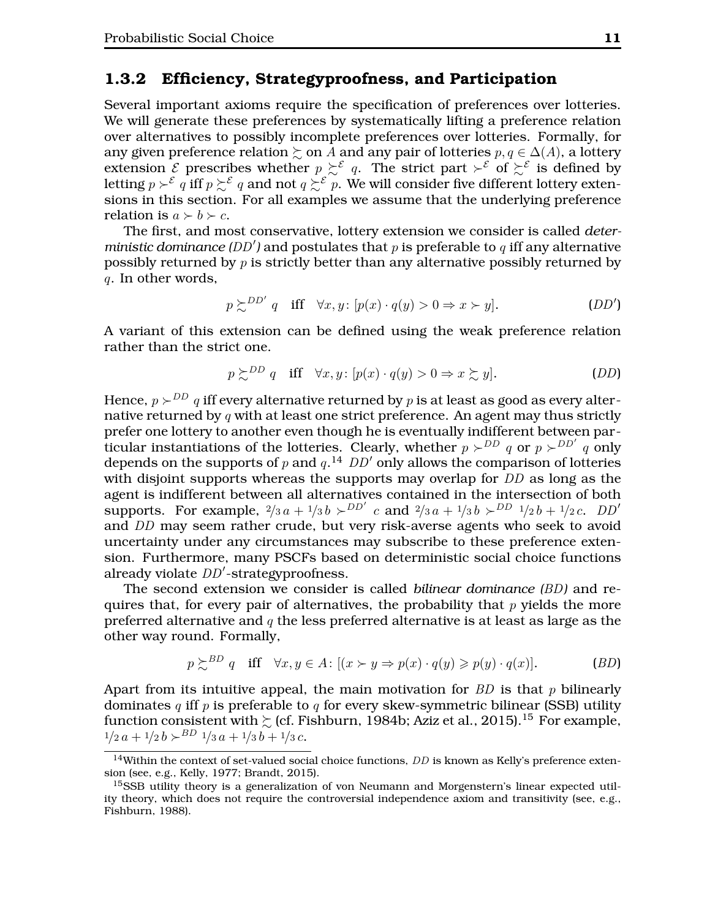### 1.3.2 Efficiency, Strategyproofness, and Participation

Several important axioms require the specification of preferences over lotteries. We will generate these preferences by systematically lifting a preference relation over alternatives to possibly incomplete preferences over lotteries. Formally, for any given preference relation $\succsim$ on $A$ and any pair of lotteries $p, q \in \Delta(A)$, a lottery extension $\mathcal{E}$ prescribes whether $p \succsim^{\mathcal{E}} q$. The strict part $\succ^{\mathcal{E}}$ of $\succsim^{\mathcal{E}}$ is defined by letting $p \succ^{\mathcal{E}} q$ iff $p \succsim^{\mathcal{E}} q$ and not $q \succsim^{\mathcal{E}} p$. We will consider five different lottery extensions in this section. For all examples we assume that the underlying preference relation is $a \succ b \succ c$.

The first, and most conservative, lottery extension we consider is called *deterministic dominance (DD′)* and postulates that $p$ is preferable to $q$ iff any alternative possibly returned by $p$ is strictly better than any alternative possibly returned by $q$. In other words,

$$p \succsim^{DD'} q \quad \text{iff} \quad \forall x, y \colon [p(x) \cdot q(y) > 0 \Rightarrow x \succ y]. \qquad (DD')$$

A variant of this extension can be defined using the weak preference relation rather than the strict one.

$$p \succsim^{DD} q \quad \text{iff} \quad \forall x, y \colon [p(x) \cdot q(y) > 0 \Rightarrow x \succsim y]. \qquad (DD)$$

Hence, $p \succ^{DD} q$ iff every alternative returned by $p$ is at least as good as every alternative returned by $q$ with at least one strict preference. An agent may thus strictly prefer one lottery to another even though he is eventually indifferent between particular instantiations of the lotteries. Clearly, whether $p \succ^{DD} q$ or $p \succ^{DD'} q$ only depends on the supports of $p$ and $q$.[14] $DD'$ only allows the comparison of lotteries with disjoint supports whereas the supports may overlap for $DD$ as long as the agent is indifferent between all alternatives contained in the intersection of both supports. For example, $2/3\, a + 1/3\, b \succ^{DD'} c$ and $2/3\, a + 1/3\, b \succ^{DD} 1/2\, b + 1/2\, c$. $DD'$ and $DD$ may seem rather crude, but very risk-averse agents who seek to avoid uncertainty under any circumstances may subscribe to these preference extension. Furthermore, many PSCFs based on deterministic social choice functions already violate $DD'$-strategyproofness.

The second extension we consider is called *bilinear dominance (BD)* and requires that, for every pair of alternatives, the probability that $p$ yields the more preferred alternative and $q$ the less preferred alternative is at least as large as the other way round. Formally,

$$p \succsim^{BD} q \quad \text{iff} \quad \forall x, y \in A \colon [(x \succ y \Rightarrow p(x) \cdot q(y) \geqslant p(y) \cdot q(x)]. \qquad (BD)$$

Apart from its intuitive appeal, the main motivation for $BD$ is that $p$ bilinearly dominates $q$ iff $p$ is preferable to $q$ for every skew-symmetric bilinear (SSB) utility function consistent with $\succsim$ (cf. Fishburn, 1984b; Aziz et al., 2015).[15] For example, $1/2\, a + 1/2\, b \succ^{BD} 1/3\, a + 1/3\, b + 1/3\, c$.

[14] Within the context of set-valued social choice functions, $DD$ is known as Kelly's preference extension (see, e.g., Kelly, 1977; Brandt, 2015).

[15] SSB utility theory is a generalization of von Neumann and Morgenstern's linear expected utility theory, which does not require the controversial independence axiom and transitivity (see, e.g., Fishburn, 1988).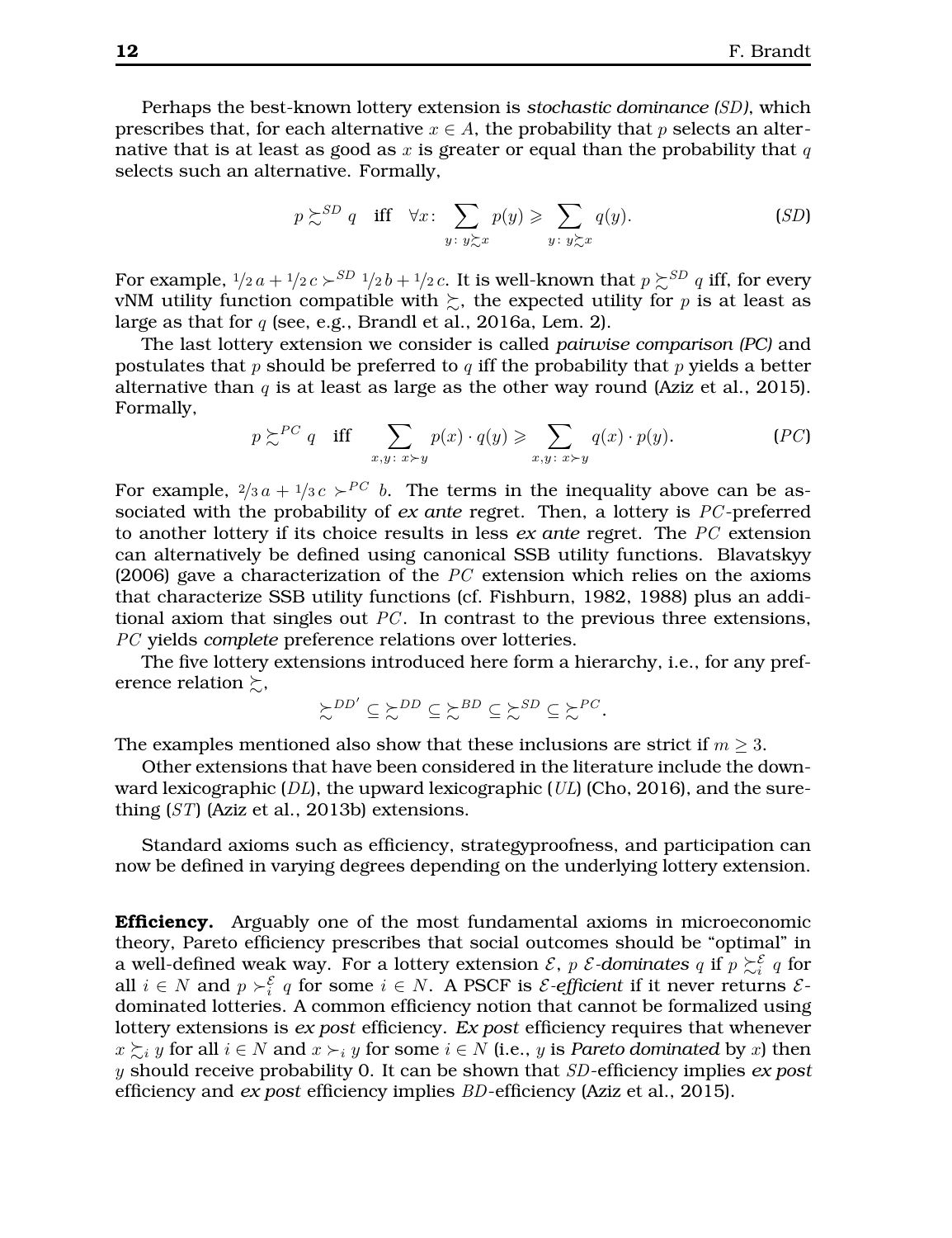Perhaps the best-known lottery extension is *stochastic dominance (SD)*, which prescribes that, for each alternative $x \in A$, the probability that $p$ selects an alternative that is at least as good as $x$ is greater or equal than the probability that $q$ selects such an alternative. Formally,

$$p \succsim^{SD} q \quad \text{iff} \quad \forall x\colon \sum_{y\colon y \succsim x} p(y) \geqslant \sum_{y\colon y \succsim x} q(y). \tag{$SD$}$$

For example, $1/2\, a + 1/2\, c \succ^{SD} 1/2\, b + 1/2\, c$. It is well-known that $p \succsim^{SD} q$ iff, for every vNM utility function compatible with $\succsim$, the expected utility for $p$ is at least as large as that for $q$ (see, e.g., Brandl et al., 2016a, Lem. 2).

The last lottery extension we consider is called *pairwise comparison (PC)* and postulates that $p$ should be preferred to $q$ iff the probability that $p$ yields a better alternative than $q$ is at least as large as the other way round (Aziz et al., 2015). Formally,

$$p \succsim^{PC} q \quad \text{iff} \quad \sum_{x,y\colon x \succ y} p(x) \cdot q(y) \geqslant \sum_{x,y\colon x \succ y} q(x) \cdot p(y). \tag{$PC$}$$

For example, $2/3\, a + 1/3\, c \succ^{PC} b$. The terms in the inequality above can be associated with the probability of *ex ante* regret. Then, a lottery is $PC$-preferred to another lottery if its choice results in less *ex ante* regret. The $PC$ extension can alternatively be defined using canonical SSB utility functions. Blavatskyy (2006) gave a characterization of the $PC$ extension which relies on the axioms that characterize SSB utility functions (cf. Fishburn, 1982, 1988) plus an additional axiom that singles out $PC$. In contrast to the previous three extensions, $PC$ yields *complete* preference relations over lotteries.

The five lottery extensions introduced here form a hierarchy, i.e., for any preference relation $\succsim$,

$$\succsim^{DD'} \subseteq \succsim^{DD} \subseteq \succsim^{BD} \subseteq \succsim^{SD} \subseteq \succsim^{PC}.$$

The examples mentioned also show that these inclusions are strict if $m \geq 3$.

Other extensions that have been considered in the literature include the downward lexicographic ($DL$), the upward lexicographic ($UL$) (Cho, 2016), and the sure-thing ($ST$) (Aziz et al., 2013b) extensions.

Standard axioms such as efficiency, strategyproofness, and participation can now be defined in varying degrees depending on the underlying lottery extension.

**Efficiency.** Arguably one of the most fundamental axioms in microeconomic theory, Pareto efficiency prescribes that social outcomes should be "optimal" in a well-defined weak way. For a lottery extension $\mathcal{E}$, $p$ *$\mathcal{E}$-dominates* $q$ if $p \succsim_i^{\mathcal{E}} q$ for all $i \in N$ and $p \succ_i^{\mathcal{E}} q$ for some $i \in N$. A PSCF is *$\mathcal{E}$-efficient* if it never returns $\mathcal{E}$-dominated lotteries. A common efficiency notion that cannot be formalized using lottery extensions is *ex post* efficiency. *Ex post* efficiency requires that whenever $x \succsim_i y$ for all $i \in N$ and $x \succ_i y$ for some $i \in N$ (i.e., $y$ is *Pareto dominated* by $x$) then $y$ should receive probability 0. It can be shown that $SD$-efficiency implies *ex post* efficiency and *ex post* efficiency implies $BD$-efficiency (Aziz et al., 2015).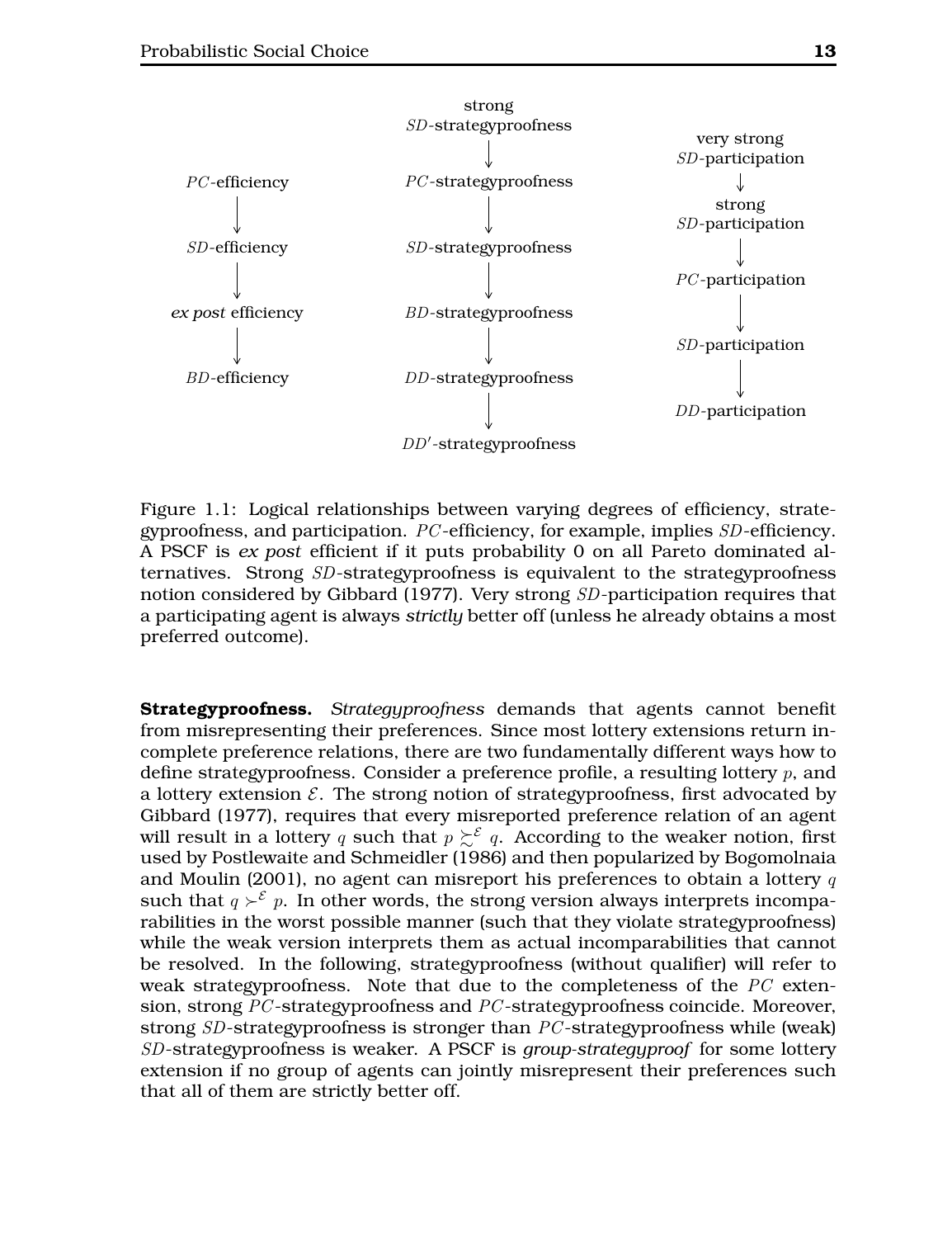strong $SD$-strategyproofness → $PC$-strategyproofness → $SD$-strategyproofness → $BD$-strategyproofness → $DD$-strategyproofness → $DD'$-strategyproofness

$PC$-efficiency → $SD$-efficiency → *ex post* efficiency → $BD$-efficiency

very strong $SD$-participation → strong $SD$-participation → $PC$-participation → $SD$-participation → $DD$-participation

Figure 1.1: Logical relationships between varying degrees of efficiency, strategyproofness, and participation. $PC$-efficiency, for example, implies $SD$-efficiency. A PSCF is *ex post* efficient if it puts probability 0 on all Pareto dominated alternatives. Strong $SD$-strategyproofness is equivalent to the strategyproofness notion considered by Gibbard (1977). Very strong $SD$-participation requires that a participating agent is always *strictly* better off (unless he already obtains a most preferred outcome).

**Strategyproofness.** *Strategyproofness* demands that agents cannot benefit from misrepresenting their preferences. Since most lottery extensions return incomplete preference relations, there are two fundamentally different ways how to define strategyproofness. Consider a preference profile, a resulting lottery $p$, and a lottery extension $\mathcal{E}$. The strong notion of strategyproofness, first advocated by Gibbard (1977), requires that every misreported preference relation of an agent will result in a lottery $q$ such that $p \succsim^{\mathcal{E}} q$. According to the weaker notion, first used by Postlewaite and Schmeidler (1986) and then popularized by Bogomolnaia and Moulin (2001), no agent can misreport his preferences to obtain a lottery $q$ such that $q \succ^{\mathcal{E}} p$. In other words, the strong version always interprets incomparabilities in the worst possible manner (such that they violate strategyproofness) while the weak version interprets them as actual incomparabilities that cannot be resolved. In the following, strategyproofness (without qualifier) will refer to weak strategyproofness. Note that due to the completeness of the $PC$ extension, strong $PC$-strategyproofness and $PC$-strategyproofness coincide. Moreover, strong $SD$-strategyproofness is stronger than $PC$-strategyproofness while (weak) $SD$-strategyproofness is weaker. A PSCF is *group-strategyproof* for some lottery extension if no group of agents can jointly misrepresent their preferences such that all of them are strictly better off.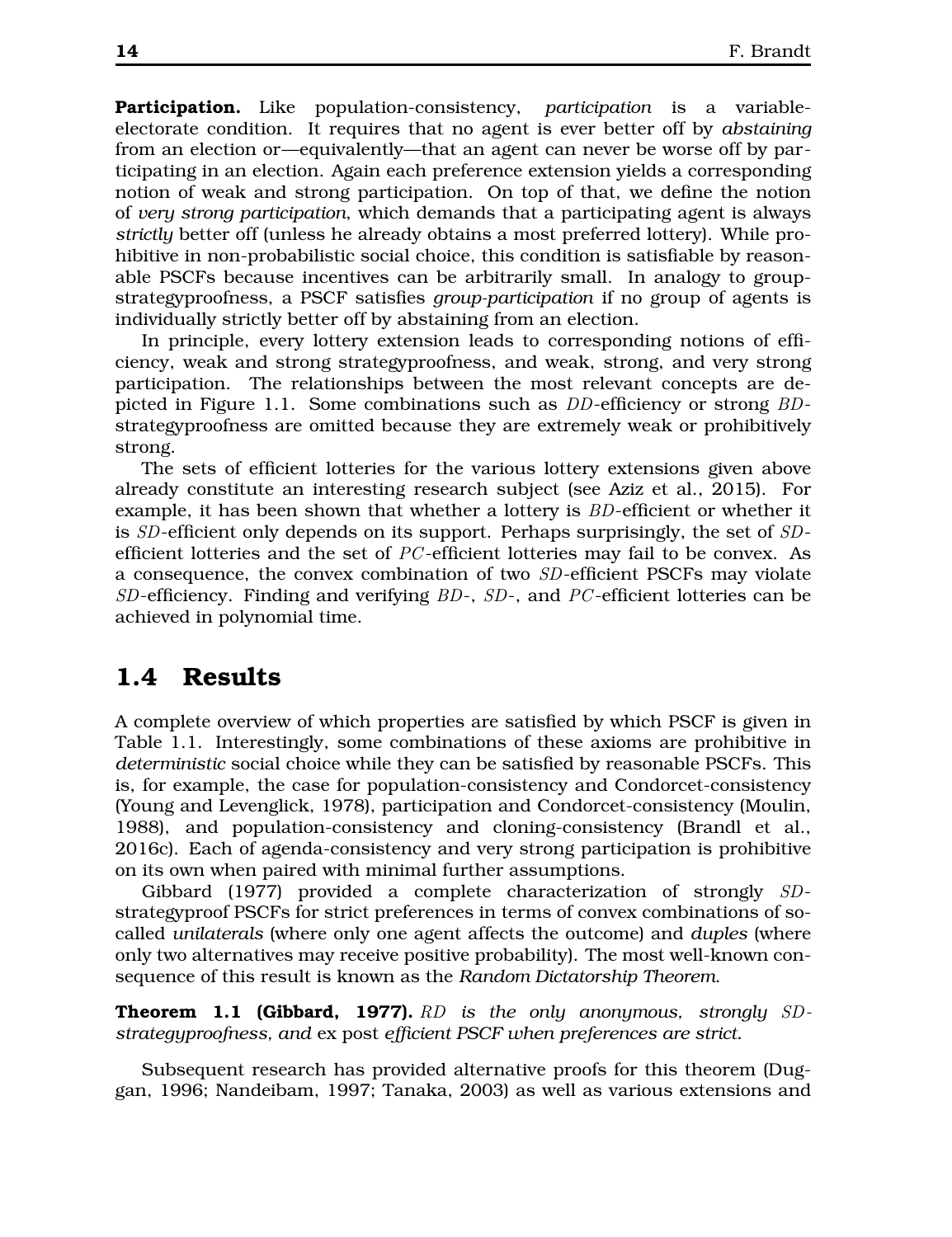**Participation.** Like population-consistency, *participation* is a variable-electorate condition. It requires that no agent is ever better off by *abstaining* from an election or—equivalently—that an agent can never be worse off by participating in an election. Again each preference extension yields a corresponding notion of weak and strong participation. On top of that, we define the notion of *very strong participation*, which demands that a participating agent is always *strictly* better off (unless he already obtains a most preferred lottery). While prohibitive in non-probabilistic social choice, this condition is satisfiable by reasonable PSCFs because incentives can be arbitrarily small. In analogy to group-strategyproofness, a PSCF satisfies *group-participation* if no group of agents is individually strictly better off by abstaining from an election.

In principle, every lottery extension leads to corresponding notions of efficiency, weak and strong strategyproofness, and weak, strong, and very strong participation. The relationships between the most relevant concepts are depicted in Figure 1.1. Some combinations such as $DD$-efficiency or strong $BD$-strategyproofness are omitted because they are extremely weak or prohibitively strong.

The sets of efficient lotteries for the various lottery extensions given above already constitute an interesting research subject (see Aziz et al., 2015). For example, it has been shown that whether a lottery is $BD$-efficient or whether it is $SD$-efficient only depends on its support. Perhaps surprisingly, the set of $SD$-efficient lotteries and the set of $PC$-efficient lotteries may fail to be convex. As a consequence, the convex combination of two $SD$-efficient PSCFs may violate $SD$-efficiency. Finding and verifying $BD$-, $SD$-, and $PC$-efficient lotteries can be achieved in polynomial time.

## 1.4 Results

A complete overview of which properties are satisfied by which PSCF is given in Table 1.1. Interestingly, some combinations of these axioms are prohibitive in *deterministic* social choice while they can be satisfied by reasonable PSCFs. This is, for example, the case for population-consistency and Condorcet-consistency (Young and Levenglick, 1978), participation and Condorcet-consistency (Moulin, 1988), and population-consistency and cloning-consistency (Brandl et al., 2016c). Each of agenda-consistency and very strong participation is prohibitive on its own when paired with minimal further assumptions.

Gibbard (1977) provided a complete characterization of strongly $SD$-strategyproof PSCFs for strict preferences in terms of convex combinations of so-called *unilaterals* (where only one agent affects the outcome) and *duples* (where only two alternatives may receive positive probability). The most well-known consequence of this result is known as the *Random Dictatorship Theorem*.

**Theorem 1.1 (Gibbard, 1977).** *$RD$ is the only anonymous, strongly $SD$-strategyproofness, and* ex post *efficient PSCF when preferences are strict.*

Subsequent research has provided alternative proofs for this theorem (Duggan, 1996; Nandeibam, 1997; Tanaka, 2003) as well as various extensions and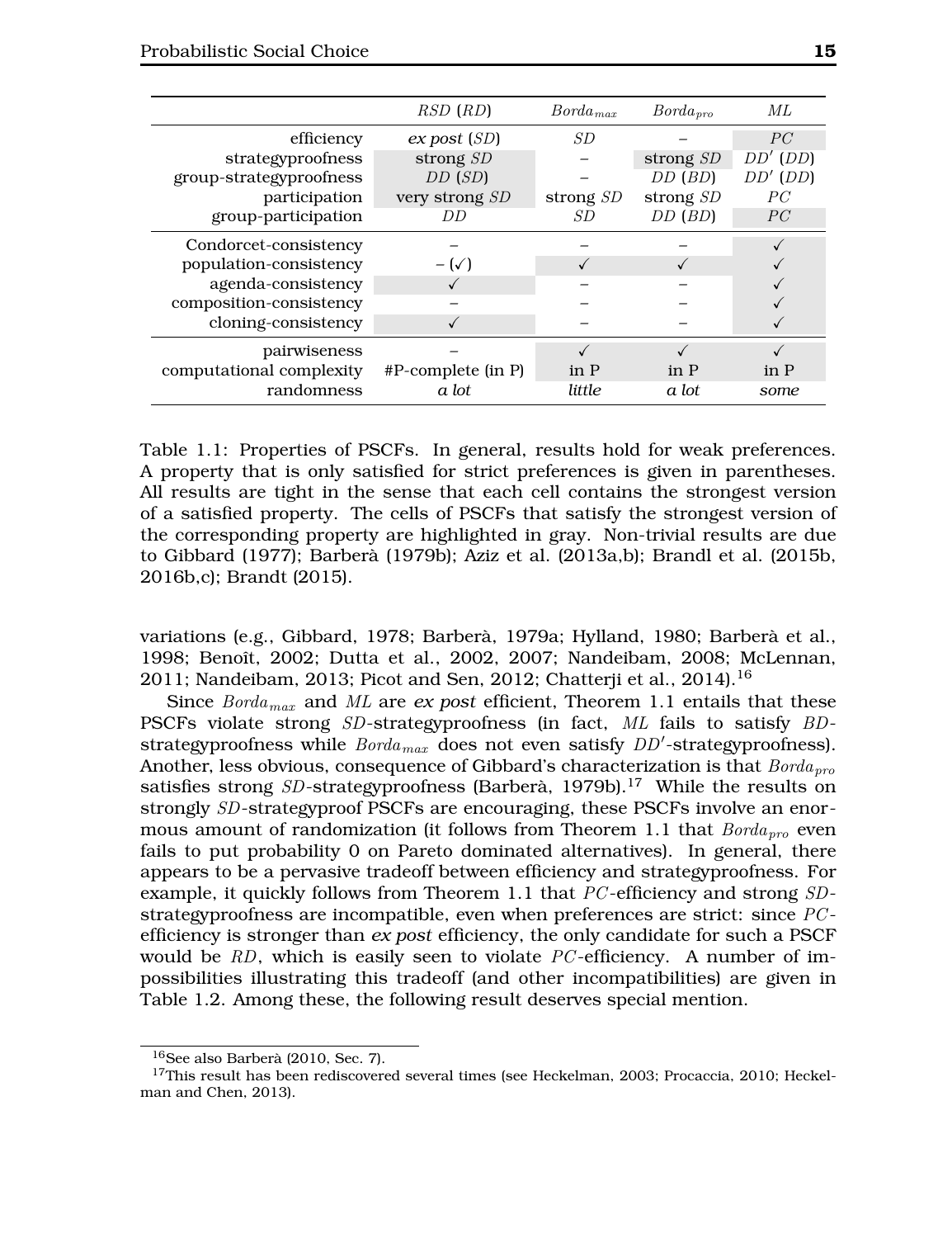| | $RSD$ ($RD$) | $Borda_{max}$ | $Borda_{pro}$ | $ML$ |
|---|---|---|---|---|
| efficiency | *ex post* ($SD$) | $SD$ | – | $PC$ |
| strategyproofness | strong $SD$ | – | strong $SD$ | $DD'$ ($DD$) |
| group-strategyproofness | $DD$ ($SD$) | – | $DD$ ($BD$) | $DD'$ ($DD$) |
| participation | very strong $SD$ | strong $SD$ | strong $SD$ | $PC$ |
| group-participation | $DD$ | $SD$ | $DD$ ($BD$) | $PC$ |
| Condorcet-consistency | – | – | – | ✓ |
| population-consistency | – (✓) | ✓ | ✓ | ✓ |
| agenda-consistency | ✓ | – | – | ✓ |
| composition-consistency | – | – | – | ✓ |
| cloning-consistency | ✓ | – | – | ✓ |
| pairwiseness | – | ✓ | ✓ | ✓ |
| computational complexity | #P-complete (in P) | in P | in P | in P |
| randomness | *a lot* | *little* | *a lot* | *some* |

Table 1.1: Properties of PSCFs. In general, results hold for weak preferences. A property that is only satisfied for strict preferences is given in parentheses. All results are tight in the sense that each cell contains the strongest version of a satisfied property. The cells of PSCFs that satisfy the strongest version of the corresponding property are highlighted in gray. Non-trivial results are due to Gibbard (1977); Barberà (1979b); Aziz et al. (2013a,b); Brandl et al. (2015b, 2016b,c); Brandt (2015).

variations (e.g., Gibbard, 1978; Barberà, 1979a; Hylland, 1980; Barberà et al., 1998; Benoît, 2002; Dutta et al., 2002, 2007; Nandeibam, 2008; McLennan, 2011; Nandeibam, 2013; Picot and Sen, 2012; Chatterji et al., 2014).[16]

Since $Borda_{max}$ and $ML$ are *ex post* efficient, Theorem 1.1 entails that these PSCFs violate strong $SD$-strategyproofness (in fact, $ML$ fails to satisfy $BD$-strategyproofness while $Borda_{max}$ does not even satisfy $DD'$-strategyproofness). Another, less obvious, consequence of Gibbard's characterization is that $Borda_{pro}$ satisfies strong $SD$-strategyproofness (Barberà, 1979b).[17] While the results on strongly $SD$-strategyproof PSCFs are encouraging, these PSCFs involve an enormous amount of randomization (it follows from Theorem 1.1 that $Borda_{pro}$ even fails to put probability 0 on Pareto dominated alternatives). In general, there appears to be a pervasive tradeoff between efficiency and strategyproofness. For example, it quickly follows from Theorem 1.1 that $PC$-efficiency and strong $SD$-strategyproofness are incompatible, even when preferences are strict: since $PC$-efficiency is stronger than *ex post* efficiency, the only candidate for such a PSCF would be $RD$, which is easily seen to violate $PC$-efficiency. A number of impossibilities illustrating this tradeoff (and other incompatibilities) are given in Table 1.2. Among these, the following result deserves special mention.

[16] See also Barberà (2010, Sec. 7).

[17] This result has been rediscovered several times (see Heckelman, 2003; Procaccia, 2010; Heckelman and Chen, 2013).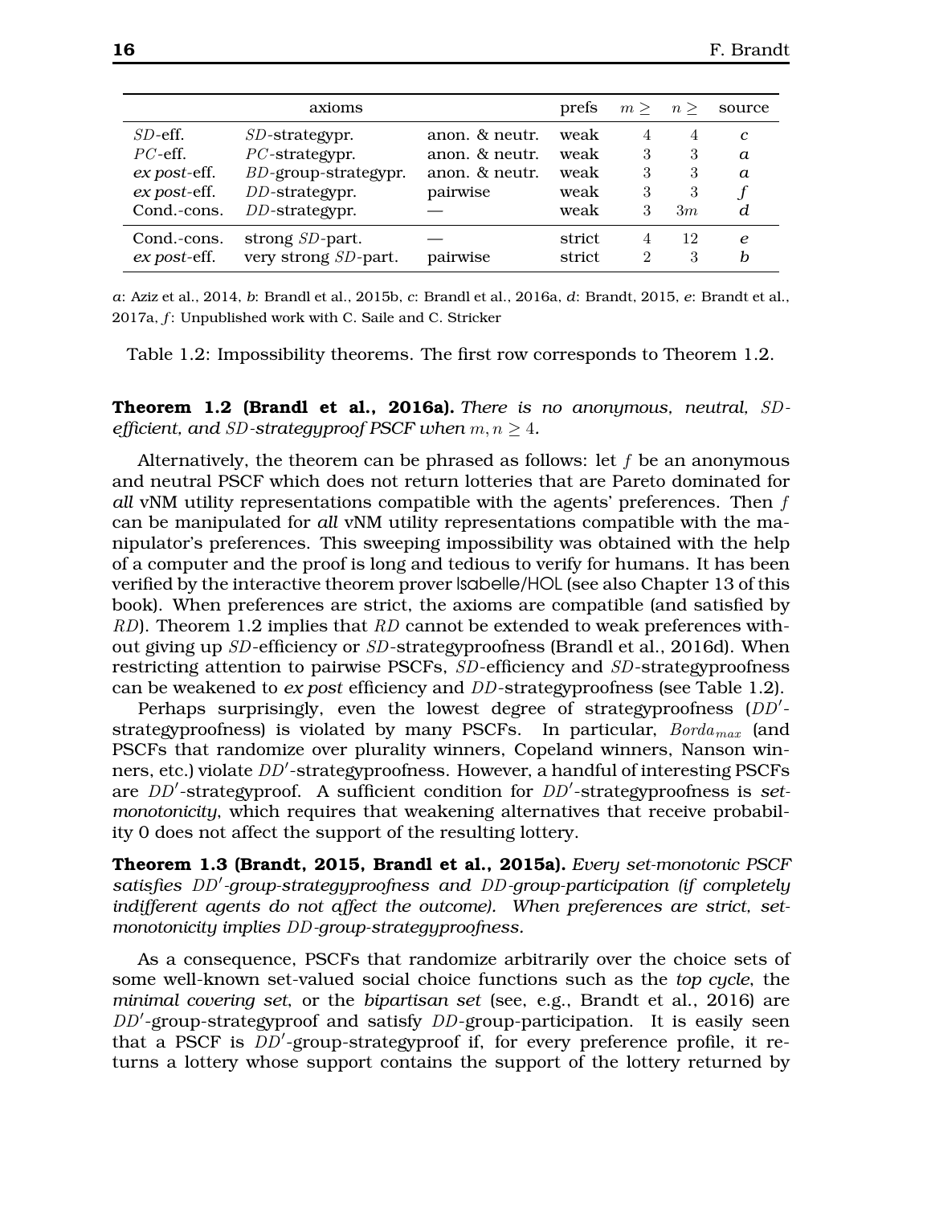| axioms | | | prefs | $m \geq$ | $n \geq$ | source |
|---|---|---|---|---|---|---|
| $SD$-eff. | $SD$-strategypr. | anon. & neutr. | weak | 4 | 4 | *c* |
| $PC$-eff. | $PC$-strategypr. | anon. & neutr. | weak | 3 | 3 | *a* |
| *ex post*-eff. | $BD$-group-strategypr. | anon. & neutr. | weak | 3 | 3 | *a* |
| *ex post*-eff. | $DD$-strategypr. | pairwise | weak | 3 | 3 | *f* |
| Cond.-cons. | $DD$-strategypr. | — | weak | 3 | $3m$ | *d* |
| Cond.-cons. | strong $SD$-part. | — | strict | 4 | 12 | *e* |
| *ex post*-eff. | very strong $SD$-part. | pairwise | strict | 2 | 3 | *b* |

*a*: Aziz et al., 2014, *b*: Brandl et al., 2015b, *c*: Brandl et al., 2016a, *d*: Brandt, 2015, *e*: Brandt et al., 2017a, *f*: Unpublished work with C. Saile and C. Stricker

Table 1.2: Impossibility theorems. The first row corresponds to Theorem 1.2.

**Theorem 1.2 (Brandl et al., 2016a).** *There is no anonymous, neutral, $SD$-efficient, and $SD$-strategyproof PSCF when $m, n \geq 4$.*

Alternatively, the theorem can be phrased as follows: let $f$ be an anonymous and neutral PSCF which does not return lotteries that are Pareto dominated for *all* vNM utility representations compatible with the agents' preferences. Then $f$ can be manipulated for *all* vNM utility representations compatible with the manipulator's preferences. This sweeping impossibility was obtained with the help of a computer and the proof is long and tedious to verify for humans. It has been verified by the interactive theorem prover Isabelle/HOL (see also Chapter 13 of this book). When preferences are strict, the axioms are compatible (and satisfied by $RD$). Theorem 1.2 implies that $RD$ cannot be extended to weak preferences without giving up $SD$-efficiency or $SD$-strategyproofness (Brandl et al., 2016d). When restricting attention to pairwise PSCFs, $SD$-efficiency and $SD$-strategyproofness can be weakened to *ex post* efficiency and $DD$-strategyproofness (see Table 1.2).

Perhaps surprisingly, even the lowest degree of strategyproofness ($DD'$-strategyproofness) is violated by many PSCFs. In particular, $Borda_{max}$ (and PSCFs that randomize over plurality winners, Copeland winners, Nanson winners, etc.) violate $DD'$-strategyproofness. However, a handful of interesting PSCFs are $DD'$-strategyproof. A sufficient condition for $DD'$-strategyproofness is *set-monotonicity*, which requires that weakening alternatives that receive probability 0 does not affect the support of the resulting lottery.

**Theorem 1.3 (Brandt, 2015, Brandl et al., 2015a).** *Every set-monotonic PSCF satisfies $DD'$-group-strategyproofness and $DD$-group-participation (if completely indifferent agents do not affect the outcome). When preferences are strict, set-monotonicity implies $DD$-group-strategyproofness.*

As a consequence, PSCFs that randomize arbitrarily over the choice sets of some well-known set-valued social choice functions such as the *top cycle*, the *minimal covering set*, or the *bipartisan set* (see, e.g., Brandt et al., 2016) are $DD'$-group-strategyproof and satisfy $DD$-group-participation. It is easily seen that a PSCF is $DD'$-group-strategyproof if, for every preference profile, it returns a lottery whose support contains the support of the lottery returned by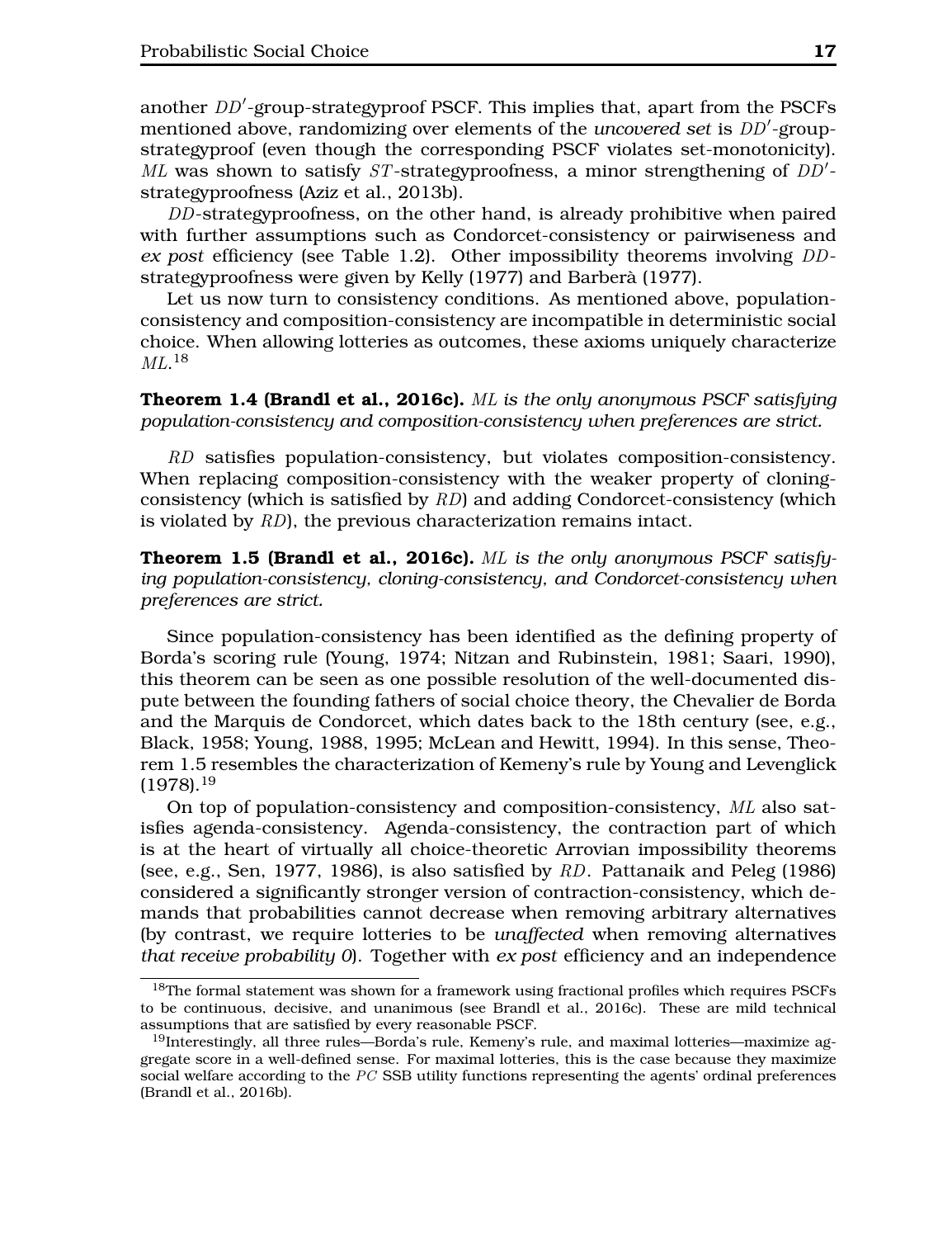another $DD'$-group-strategyproof PSCF. This implies that, apart from the PSCFs mentioned above, randomizing over elements of the *uncovered set* is $DD'$-group-strategyproof (even though the corresponding PSCF violates set-monotonicity). $ML$ was shown to satisfy $ST$-strategyproofness, a minor strengthening of $DD'$-strategyproofness (Aziz et al., 2013b).

$DD$-strategyproofness, on the other hand, is already prohibitive when paired with further assumptions such as Condorcet-consistency or pairwiseness and *ex post* efficiency (see Table 1.2). Other impossibility theorems involving $DD$-strategyproofness were given by Kelly (1977) and Barberà (1977).

Let us now turn to consistency conditions. As mentioned above, population-consistency and composition-consistency are incompatible in deterministic social choice. When allowing lotteries as outcomes, these axioms uniquely characterize $ML$.[18]

**Theorem 1.4 (Brandl et al., 2016c).** *$ML$ is the only anonymous PSCF satisfying population-consistency and composition-consistency when preferences are strict.*

$RD$ satisfies population-consistency, but violates composition-consistency. When replacing composition-consistency with the weaker property of cloning-consistency (which is satisfied by $RD$) and adding Condorcet-consistency (which is violated by $RD$), the previous characterization remains intact.

**Theorem 1.5 (Brandl et al., 2016c).** *$ML$ is the only anonymous PSCF satisfying population-consistency, cloning-consistency, and Condorcet-consistency when preferences are strict.*

Since population-consistency has been identified as the defining property of Borda's scoring rule (Young, 1974; Nitzan and Rubinstein, 1981; Saari, 1990), this theorem can be seen as one possible resolution of the well-documented dispute between the founding fathers of social choice theory, the Chevalier de Borda and the Marquis de Condorcet, which dates back to the 18th century (see, e.g., Black, 1958; Young, 1988, 1995; McLean and Hewitt, 1994). In this sense, Theorem 1.5 resembles the characterization of Kemeny's rule by Young and Levenglick (1978).[19]

On top of population-consistency and composition-consistency, $ML$ also satisfies agenda-consistency. Agenda-consistency, the contraction part of which is at the heart of virtually all choice-theoretic Arrovian impossibility theorems (see, e.g., Sen, 1977, 1986), is also satisfied by $RD$. Pattanaik and Peleg (1986) considered a significantly stronger version of contraction-consistency, which demands that probabilities cannot decrease when removing arbitrary alternatives (by contrast, we require lotteries to be *unaffected* when removing alternatives *that receive probability 0*). Together with *ex post* efficiency and an independence

---

[18] The formal statement was shown for a framework using fractional profiles which requires PSCFs to be continuous, decisive, and unanimous (see Brandl et al., 2016c). These are mild technical assumptions that are satisfied by every reasonable PSCF.

[19] Interestingly, all three rules—Borda's rule, Kemeny's rule, and maximal lotteries—maximize aggregate score in a well-defined sense. For maximal lotteries, this is the case because they maximize social welfare according to the $PC$ SSB utility functions representing the agents' ordinal preferences (Brandl et al., 2016b).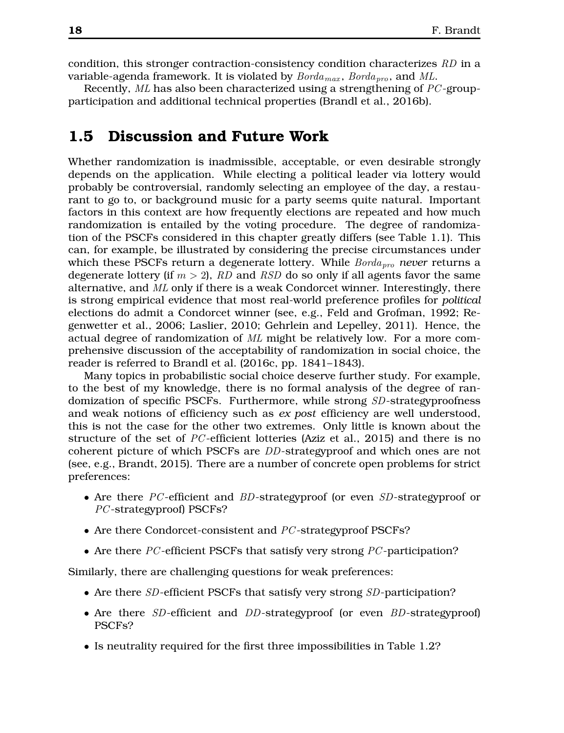condition, this stronger contraction-consistency condition characterizes $RD$ in a variable-agenda framework. It is violated by $Borda_{max}$, $Borda_{pro}$, and $ML$.

Recently, $ML$ has also been characterized using a strengthening of $PC$-group-participation and additional technical properties (Brandl et al., 2016b).

## 1.5 Discussion and Future Work

Whether randomization is inadmissible, acceptable, or even desirable strongly depends on the application. While electing a political leader via lottery would probably be controversial, randomly selecting an employee of the day, a restaurant to go to, or background music for a party seems quite natural. Important factors in this context are how frequently elections are repeated and how much randomization is entailed by the voting procedure. The degree of randomization of the PSCFs considered in this chapter greatly differs (see Table 1.1). This can, for example, be illustrated by considering the precise circumstances under which these PSCFs return a degenerate lottery. While $Borda_{pro}$ *never* returns a degenerate lottery (if $m > 2$), $RD$ and $RSD$ do so only if all agents favor the same alternative, and $ML$ only if there is a weak Condorcet winner. Interestingly, there is strong empirical evidence that most real-world preference profiles for *political* elections do admit a Condorcet winner (see, e.g., Feld and Grofman, 1992; Regenwetter et al., 2006; Laslier, 2010; Gehrlein and Lepelley, 2011). Hence, the actual degree of randomization of $ML$ might be relatively low. For a more comprehensive discussion of the acceptability of randomization in social choice, the reader is referred to Brandl et al. (2016c, pp. 1841–1843).

Many topics in probabilistic social choice deserve further study. For example, to the best of my knowledge, there is no formal analysis of the degree of randomization of specific PSCFs. Furthermore, while strong $SD$-strategyproofness and weak notions of efficiency such as *ex post* efficiency are well understood, this is not the case for the other two extremes. Only little is known about the structure of the set of $PC$-efficient lotteries (Aziz et al., 2015) and there is no coherent picture of which PSCFs are $DD$-strategyproof and which ones are not (see, e.g., Brandt, 2015). There are a number of concrete open problems for strict preferences:

- Are there $PC$-efficient and $BD$-strategyproof (or even $SD$-strategyproof or $PC$-strategyproof) PSCFs?
- Are there Condorcet-consistent and $PC$-strategyproof PSCFs?
- Are there $PC$-efficient PSCFs that satisfy very strong $PC$-participation?

Similarly, there are challenging questions for weak preferences:

- Are there $SD$-efficient PSCFs that satisfy very strong $SD$-participation?
- Are there $SD$-efficient and $DD$-strategyproof (or even $BD$-strategyproof) PSCFs?
- Is neutrality required for the first three impossibilities in Table 1.2?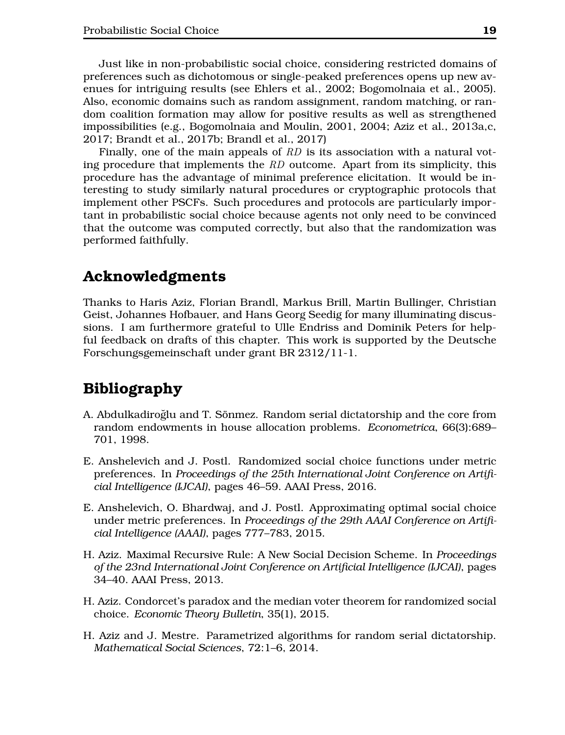Just like in non-probabilistic social choice, considering restricted domains of preferences such as dichotomous or single-peaked preferences opens up new avenues for intriguing results (see Ehlers et al., 2002; Bogomolnaia et al., 2005). Also, economic domains such as random assignment, random matching, or random coalition formation may allow for positive results as well as strengthened impossibilities (e.g., Bogomolnaia and Moulin, 2001, 2004; Aziz et al., 2013a,c, 2017; Brandt et al., 2017b; Brandl et al., 2017)

Finally, one of the main appeals of *RD* is its association with a natural voting procedure that implements the *RD* outcome. Apart from its simplicity, this procedure has the advantage of minimal preference elicitation. It would be interesting to study similarly natural procedures or cryptographic protocols that implement other PSCFs. Such procedures and protocols are particularly important in probabilistic social choice because agents not only need to be convinced that the outcome was computed correctly, but also that the randomization was performed faithfully.

## Acknowledgments

Thanks to Haris Aziz, Florian Brandl, Markus Brill, Martin Bullinger, Christian Geist, Johannes Hofbauer, and Hans Georg Seedig for many illuminating discussions. I am furthermore grateful to Ulle Endriss and Dominik Peters for helpful feedback on drafts of this chapter. This work is supported by the Deutsche Forschungsgemeinschaft under grant BR 2312/11-1.

## Bibliography

A. Abdulkadiroğlu and T. Sönmez. Random serial dictatorship and the core from random endowments in house allocation problems. *Econometrica*, 66(3):689–701, 1998.

E. Anshelevich and J. Postl. Randomized social choice functions under metric preferences. In *Proceedings of the 25th International Joint Conference on Artificial Intelligence (IJCAI)*, pages 46–59. AAAI Press, 2016.

E. Anshelevich, O. Bhardwaj, and J. Postl. Approximating optimal social choice under metric preferences. In *Proceedings of the 29th AAAI Conference on Artificial Intelligence (AAAI)*, pages 777–783, 2015.

H. Aziz. Maximal Recursive Rule: A New Social Decision Scheme. In *Proceedings of the 23nd International Joint Conference on Artificial Intelligence (IJCAI)*, pages 34–40. AAAI Press, 2013.

H. Aziz. Condorcet's paradox and the median voter theorem for randomized social choice. *Economic Theory Bulletin*, 35(1), 2015.

H. Aziz and J. Mestre. Parametrized algorithms for random serial dictatorship. *Mathematical Social Sciences*, 72:1–6, 2014.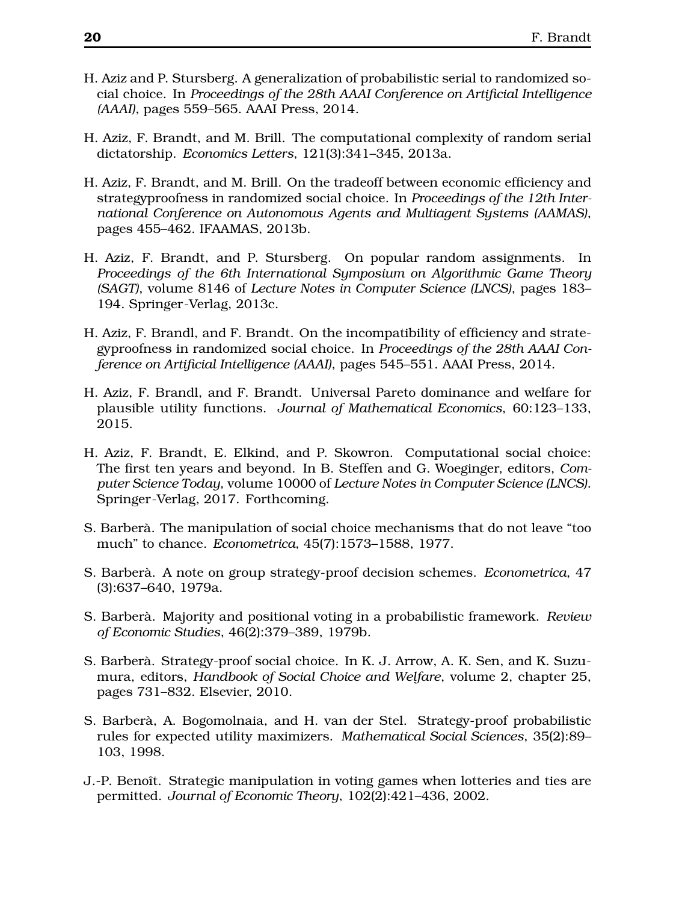H. Aziz and P. Stursberg. A generalization of probabilistic serial to randomized social choice. In *Proceedings of the 28th AAAI Conference on Artificial Intelligence (AAAI)*, pages 559–565. AAAI Press, 2014.

H. Aziz, F. Brandt, and M. Brill. The computational complexity of random serial dictatorship. *Economics Letters*, 121(3):341–345, 2013a.

H. Aziz, F. Brandt, and M. Brill. On the tradeoff between economic efficiency and strategyproofness in randomized social choice. In *Proceedings of the 12th International Conference on Autonomous Agents and Multiagent Systems (AAMAS)*, pages 455–462. IFAAMAS, 2013b.

H. Aziz, F. Brandt, and P. Stursberg. On popular random assignments. In *Proceedings of the 6th International Symposium on Algorithmic Game Theory (SAGT)*, volume 8146 of *Lecture Notes in Computer Science (LNCS)*, pages 183–194. Springer-Verlag, 2013c.

H. Aziz, F. Brandl, and F. Brandt. On the incompatibility of efficiency and strategyproofness in randomized social choice. In *Proceedings of the 28th AAAI Conference on Artificial Intelligence (AAAI)*, pages 545–551. AAAI Press, 2014.

H. Aziz, F. Brandl, and F. Brandt. Universal Pareto dominance and welfare for plausible utility functions. *Journal of Mathematical Economics*, 60:123–133, 2015.

H. Aziz, F. Brandt, E. Elkind, and P. Skowron. Computational social choice: The first ten years and beyond. In B. Steffen and G. Woeginger, editors, *Computer Science Today*, volume 10000 of *Lecture Notes in Computer Science (LNCS)*. Springer-Verlag, 2017. Forthcoming.

S. Barberà. The manipulation of social choice mechanisms that do not leave "too much" to chance. *Econometrica*, 45(7):1573–1588, 1977.

S. Barberà. A note on group strategy-proof decision schemes. *Econometrica*, 47 (3):637–640, 1979a.

S. Barberà. Majority and positional voting in a probabilistic framework. *Review of Economic Studies*, 46(2):379–389, 1979b.

S. Barberà. Strategy-proof social choice. In K. J. Arrow, A. K. Sen, and K. Suzumura, editors, *Handbook of Social Choice and Welfare*, volume 2, chapter 25, pages 731–832. Elsevier, 2010.

S. Barberà, A. Bogomolnaia, and H. van der Stel. Strategy-proof probabilistic rules for expected utility maximizers. *Mathematical Social Sciences*, 35(2):89–103, 1998.

J.-P. Benoît. Strategic manipulation in voting games when lotteries and ties are permitted. *Journal of Economic Theory*, 102(2):421–436, 2002.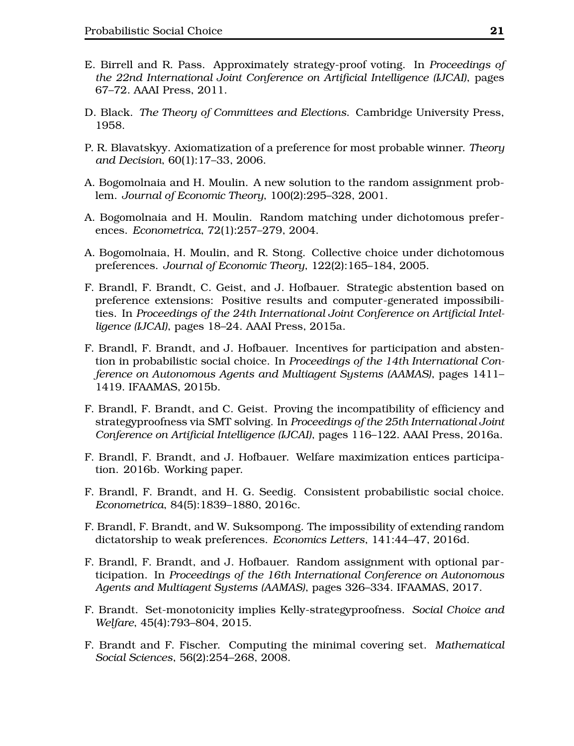E. Birrell and R. Pass. Approximately strategy-proof voting. In *Proceedings of the 22nd International Joint Conference on Artificial Intelligence (IJCAI)*, pages 67–72. AAAI Press, 2011.

D. Black. *The Theory of Committees and Elections*. Cambridge University Press, 1958.

P. R. Blavatskyy. Axiomatization of a preference for most probable winner. *Theory and Decision*, 60(1):17–33, 2006.

A. Bogomolnaia and H. Moulin. A new solution to the random assignment problem. *Journal of Economic Theory*, 100(2):295–328, 2001.

A. Bogomolnaia and H. Moulin. Random matching under dichotomous preferences. *Econometrica*, 72(1):257–279, 2004.

A. Bogomolnaia, H. Moulin, and R. Stong. Collective choice under dichotomous preferences. *Journal of Economic Theory*, 122(2):165–184, 2005.

F. Brandl, F. Brandt, C. Geist, and J. Hofbauer. Strategic abstention based on preference extensions: Positive results and computer-generated impossibilities. In *Proceedings of the 24th International Joint Conference on Artificial Intelligence (IJCAI)*, pages 18–24. AAAI Press, 2015a.

F. Brandl, F. Brandt, and J. Hofbauer. Incentives for participation and abstention in probabilistic social choice. In *Proceedings of the 14th International Conference on Autonomous Agents and Multiagent Systems (AAMAS)*, pages 1411–1419. IFAAMAS, 2015b.

F. Brandl, F. Brandt, and C. Geist. Proving the incompatibility of efficiency and strategyproofness via SMT solving. In *Proceedings of the 25th International Joint Conference on Artificial Intelligence (IJCAI)*, pages 116–122. AAAI Press, 2016a.

F. Brandl, F. Brandt, and J. Hofbauer. Welfare maximization entices participation. 2016b. Working paper.

F. Brandl, F. Brandt, and H. G. Seedig. Consistent probabilistic social choice. *Econometrica*, 84(5):1839–1880, 2016c.

F. Brandl, F. Brandt, and W. Suksompong. The impossibility of extending random dictatorship to weak preferences. *Economics Letters*, 141:44–47, 2016d.

F. Brandl, F. Brandt, and J. Hofbauer. Random assignment with optional participation. In *Proceedings of the 16th International Conference on Autonomous Agents and Multiagent Systems (AAMAS)*, pages 326–334. IFAAMAS, 2017.

F. Brandt. Set-monotonicity implies Kelly-strategyproofness. *Social Choice and Welfare*, 45(4):793–804, 2015.

F. Brandt and F. Fischer. Computing the minimal covering set. *Mathematical Social Sciences*, 56(2):254–268, 2008.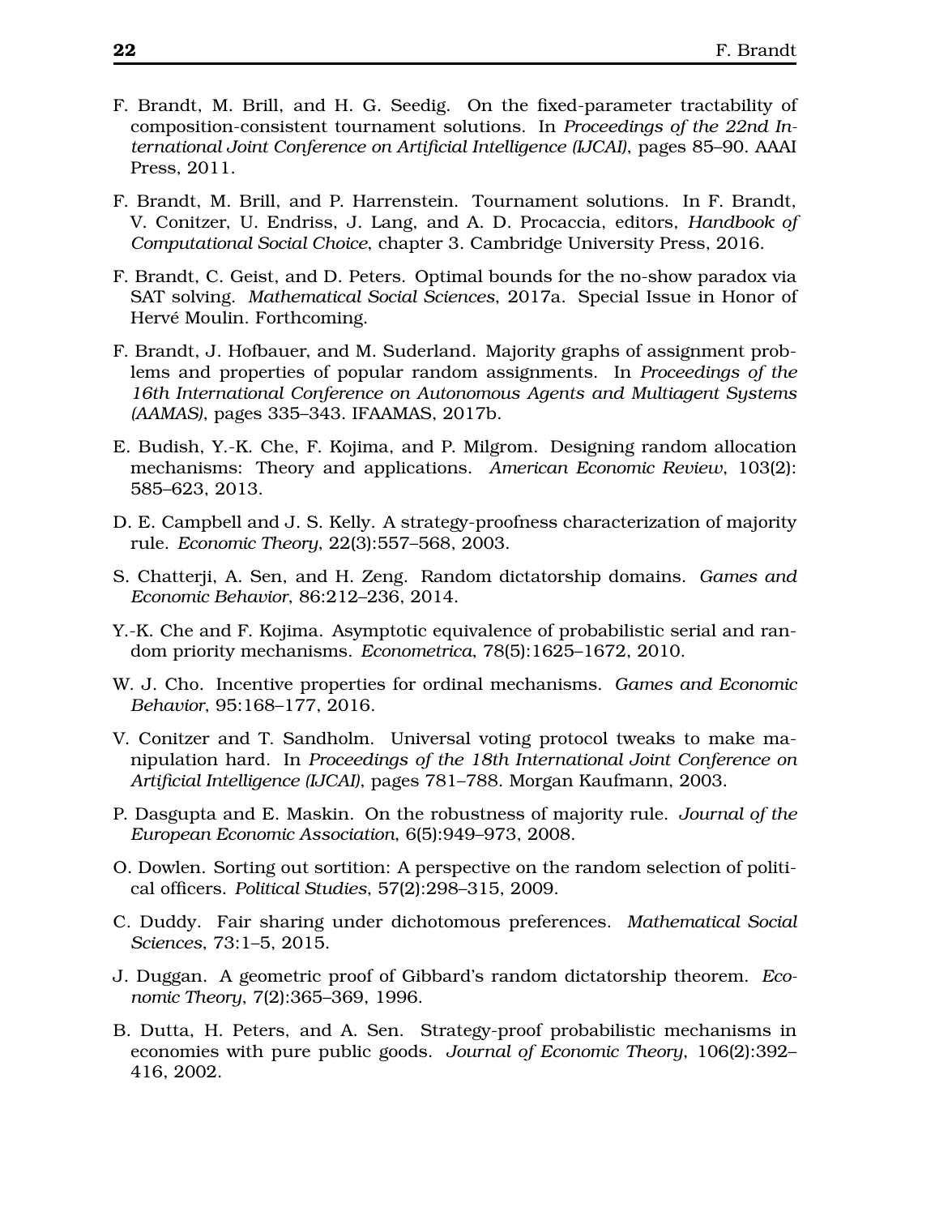F. Brandt, M. Brill, and H. G. Seedig. On the fixed-parameter tractability of composition-consistent tournament solutions. In *Proceedings of the 22nd International Joint Conference on Artificial Intelligence (IJCAI)*, pages 85–90. AAAI Press, 2011.

F. Brandt, M. Brill, and P. Harrenstein. Tournament solutions. In F. Brandt, V. Conitzer, U. Endriss, J. Lang, and A. D. Procaccia, editors, *Handbook of Computational Social Choice*, chapter 3. Cambridge University Press, 2016.

F. Brandt, C. Geist, and D. Peters. Optimal bounds for the no-show paradox via SAT solving. *Mathematical Social Sciences*, 2017a. Special Issue in Honor of Hervé Moulin. Forthcoming.

F. Brandt, J. Hofbauer, and M. Suderland. Majority graphs of assignment problems and properties of popular random assignments. In *Proceedings of the 16th International Conference on Autonomous Agents and Multiagent Systems (AAMAS)*, pages 335–343. IFAAMAS, 2017b.

E. Budish, Y.-K. Che, F. Kojima, and P. Milgrom. Designing random allocation mechanisms: Theory and applications. *American Economic Review*, 103(2): 585–623, 2013.

D. E. Campbell and J. S. Kelly. A strategy-proofness characterization of majority rule. *Economic Theory*, 22(3):557–568, 2003.

S. Chatterji, A. Sen, and H. Zeng. Random dictatorship domains. *Games and Economic Behavior*, 86:212–236, 2014.

Y.-K. Che and F. Kojima. Asymptotic equivalence of probabilistic serial and random priority mechanisms. *Econometrica*, 78(5):1625–1672, 2010.

W. J. Cho. Incentive properties for ordinal mechanisms. *Games and Economic Behavior*, 95:168–177, 2016.

V. Conitzer and T. Sandholm. Universal voting protocol tweaks to make manipulation hard. In *Proceedings of the 18th International Joint Conference on Artificial Intelligence (IJCAI)*, pages 781–788. Morgan Kaufmann, 2003.

P. Dasgupta and E. Maskin. On the robustness of majority rule. *Journal of the European Economic Association*, 6(5):949–973, 2008.

O. Dowlen. Sorting out sortition: A perspective on the random selection of political officers. *Political Studies*, 57(2):298–315, 2009.

C. Duddy. Fair sharing under dichotomous preferences. *Mathematical Social Sciences*, 73:1–5, 2015.

J. Duggan. A geometric proof of Gibbard's random dictatorship theorem. *Economic Theory*, 7(2):365–369, 1996.

B. Dutta, H. Peters, and A. Sen. Strategy-proof probabilistic mechanisms in economies with pure public goods. *Journal of Economic Theory*, 106(2):392–416, 2002.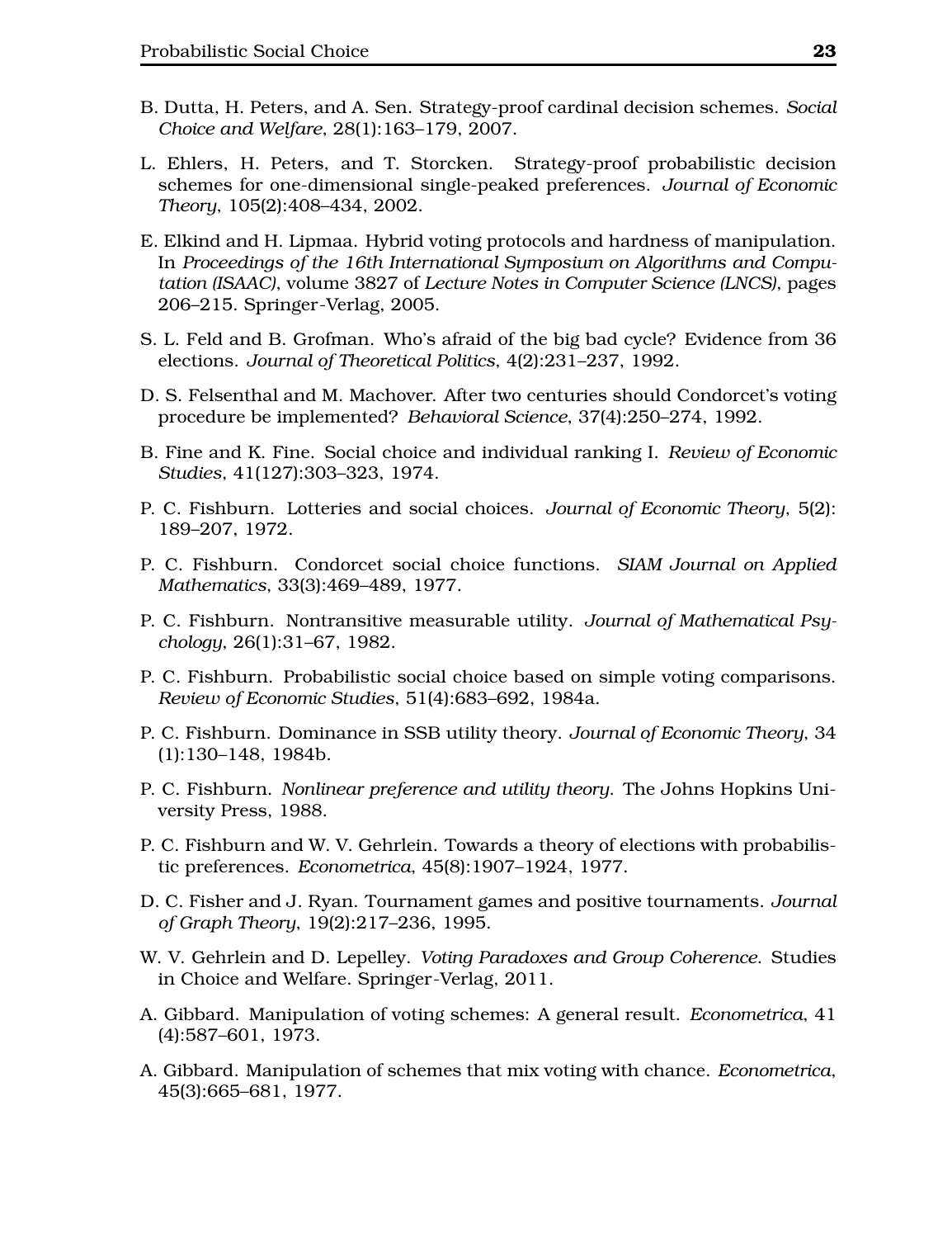B. Dutta, H. Peters, and A. Sen. Strategy-proof cardinal decision schemes. *Social Choice and Welfare*, 28(1):163–179, 2007.

L. Ehlers, H. Peters, and T. Storcken. Strategy-proof probabilistic decision schemes for one-dimensional single-peaked preferences. *Journal of Economic Theory*, 105(2):408–434, 2002.

E. Elkind and H. Lipmaa. Hybrid voting protocols and hardness of manipulation. In *Proceedings of the 16th International Symposium on Algorithms and Computation (ISAAC)*, volume 3827 of *Lecture Notes in Computer Science (LNCS)*, pages 206–215. Springer-Verlag, 2005.

S. L. Feld and B. Grofman. Who's afraid of the big bad cycle? Evidence from 36 elections. *Journal of Theoretical Politics*, 4(2):231–237, 1992.

D. S. Felsenthal and M. Machover. After two centuries should Condorcet's voting procedure be implemented? *Behavioral Science*, 37(4):250–274, 1992.

B. Fine and K. Fine. Social choice and individual ranking I. *Review of Economic Studies*, 41(127):303–323, 1974.

P. C. Fishburn. Lotteries and social choices. *Journal of Economic Theory*, 5(2): 189–207, 1972.

P. C. Fishburn. Condorcet social choice functions. *SIAM Journal on Applied Mathematics*, 33(3):469–489, 1977.

P. C. Fishburn. Nontransitive measurable utility. *Journal of Mathematical Psychology*, 26(1):31–67, 1982.

P. C. Fishburn. Probabilistic social choice based on simple voting comparisons. *Review of Economic Studies*, 51(4):683–692, 1984a.

P. C. Fishburn. Dominance in SSB utility theory. *Journal of Economic Theory*, 34 (1):130–148, 1984b.

P. C. Fishburn. *Nonlinear preference and utility theory*. The Johns Hopkins University Press, 1988.

P. C. Fishburn and W. V. Gehrlein. Towards a theory of elections with probabilistic preferences. *Econometrica*, 45(8):1907–1924, 1977.

D. C. Fisher and J. Ryan. Tournament games and positive tournaments. *Journal of Graph Theory*, 19(2):217–236, 1995.

W. V. Gehrlein and D. Lepelley. *Voting Paradoxes and Group Coherence*. Studies in Choice and Welfare. Springer-Verlag, 2011.

A. Gibbard. Manipulation of voting schemes: A general result. *Econometrica*, 41 (4):587–601, 1973.

A. Gibbard. Manipulation of schemes that mix voting with chance. *Econometrica*, 45(3):665–681, 1977.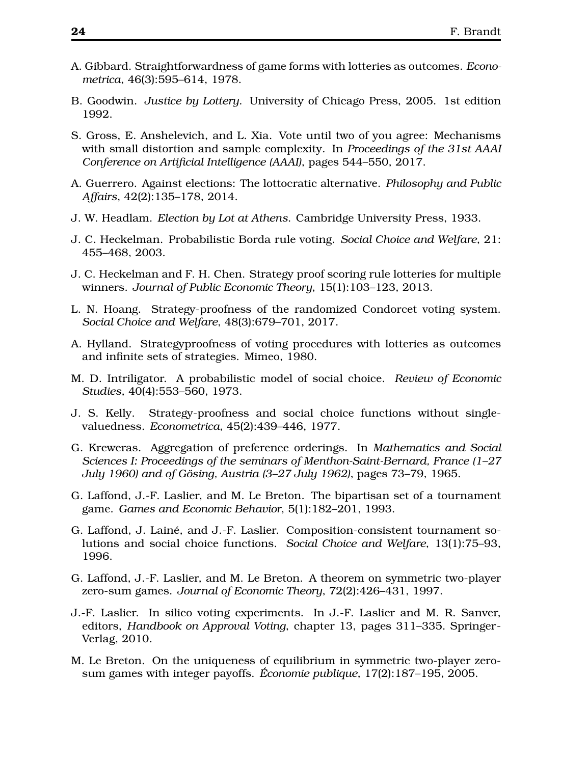A. Gibbard. Straightforwardness of game forms with lotteries as outcomes. *Econometrica*, 46(3):595–614, 1978.

B. Goodwin. *Justice by Lottery*. University of Chicago Press, 2005. 1st edition 1992.

S. Gross, E. Anshelevich, and L. Xia. Vote until two of you agree: Mechanisms with small distortion and sample complexity. In *Proceedings of the 31st AAAI Conference on Artificial Intelligence (AAAI)*, pages 544–550, 2017.

A. Guerrero. Against elections: The lottocratic alternative. *Philosophy and Public Affairs*, 42(2):135–178, 2014.

J. W. Headlam. *Election by Lot at Athens*. Cambridge University Press, 1933.

J. C. Heckelman. Probabilistic Borda rule voting. *Social Choice and Welfare*, 21: 455–468, 2003.

J. C. Heckelman and F. H. Chen. Strategy proof scoring rule lotteries for multiple winners. *Journal of Public Economic Theory*, 15(1):103–123, 2013.

L. N. Hoang. Strategy-proofness of the randomized Condorcet voting system. *Social Choice and Welfare*, 48(3):679–701, 2017.

A. Hylland. Strategyproofness of voting procedures with lotteries as outcomes and infinite sets of strategies. Mimeo, 1980.

M. D. Intriligator. A probabilistic model of social choice. *Review of Economic Studies*, 40(4):553–560, 1973.

J. S. Kelly. Strategy-proofness and social choice functions without single-valuedness. *Econometrica*, 45(2):439–446, 1977.

G. Kreweras. Aggregation of preference orderings. In *Mathematics and Social Sciences I: Proceedings of the seminars of Menthon-Saint-Bernard, France (1–27 July 1960) and of Gösing, Austria (3–27 July 1962)*, pages 73–79, 1965.

G. Laffond, J.-F. Laslier, and M. Le Breton. The bipartisan set of a tournament game. *Games and Economic Behavior*, 5(1):182–201, 1993.

G. Laffond, J. Lainé, and J.-F. Laslier. Composition-consistent tournament solutions and social choice functions. *Social Choice and Welfare*, 13(1):75–93, 1996.

G. Laffond, J.-F. Laslier, and M. Le Breton. A theorem on symmetric two-player zero-sum games. *Journal of Economic Theory*, 72(2):426–431, 1997.

J.-F. Laslier. In silico voting experiments. In J.-F. Laslier and M. R. Sanver, editors, *Handbook on Approval Voting*, chapter 13, pages 311–335. Springer-Verlag, 2010.

M. Le Breton. On the uniqueness of equilibrium in symmetric two-player zero-sum games with integer payoffs. *Économie publique*, 17(2):187–195, 2005.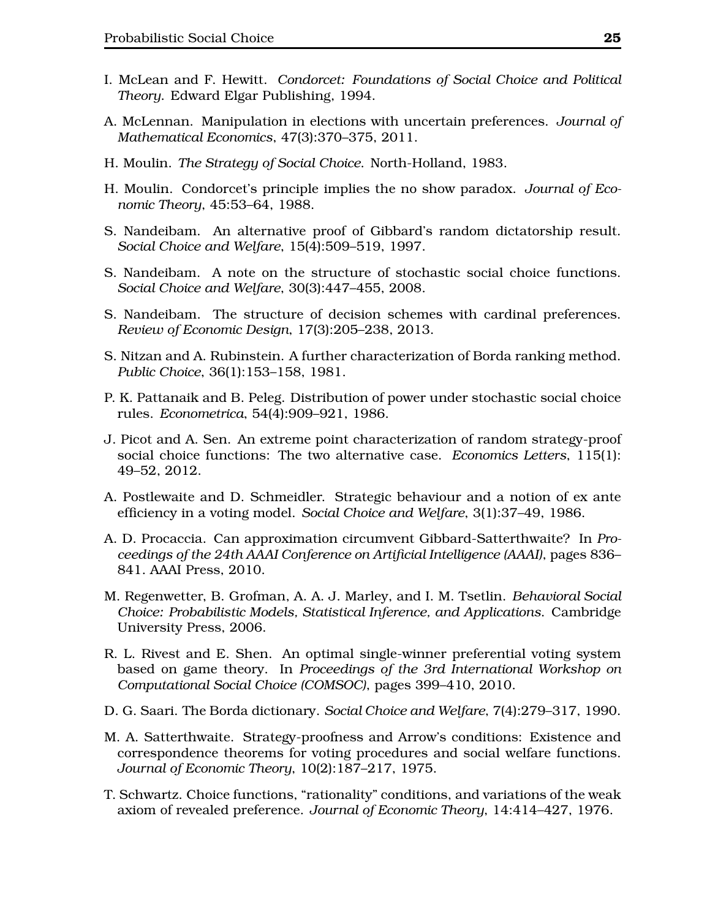I. McLean and F. Hewitt. *Condorcet: Foundations of Social Choice and Political Theory*. Edward Elgar Publishing, 1994.

A. McLennan. Manipulation in elections with uncertain preferences. *Journal of Mathematical Economics*, 47(3):370–375, 2011.

H. Moulin. *The Strategy of Social Choice*. North-Holland, 1983.

H. Moulin. Condorcet's principle implies the no show paradox. *Journal of Economic Theory*, 45:53–64, 1988.

S. Nandeibam. An alternative proof of Gibbard's random dictatorship result. *Social Choice and Welfare*, 15(4):509–519, 1997.

S. Nandeibam. A note on the structure of stochastic social choice functions. *Social Choice and Welfare*, 30(3):447–455, 2008.

S. Nandeibam. The structure of decision schemes with cardinal preferences. *Review of Economic Design*, 17(3):205–238, 2013.

S. Nitzan and A. Rubinstein. A further characterization of Borda ranking method. *Public Choice*, 36(1):153–158, 1981.

P. K. Pattanaik and B. Peleg. Distribution of power under stochastic social choice rules. *Econometrica*, 54(4):909–921, 1986.

J. Picot and A. Sen. An extreme point characterization of random strategy-proof social choice functions: The two alternative case. *Economics Letters*, 115(1): 49–52, 2012.

A. Postlewaite and D. Schmeidler. Strategic behaviour and a notion of ex ante efficiency in a voting model. *Social Choice and Welfare*, 3(1):37–49, 1986.

A. D. Procaccia. Can approximation circumvent Gibbard-Satterthwaite? In *Proceedings of the 24th AAAI Conference on Artificial Intelligence (AAAI)*, pages 836–841. AAAI Press, 2010.

M. Regenwetter, B. Grofman, A. A. J. Marley, and I. M. Tsetlin. *Behavioral Social Choice: Probabilistic Models, Statistical Inference, and Applications*. Cambridge University Press, 2006.

R. L. Rivest and E. Shen. An optimal single-winner preferential voting system based on game theory. In *Proceedings of the 3rd International Workshop on Computational Social Choice (COMSOC)*, pages 399–410, 2010.

D. G. Saari. The Borda dictionary. *Social Choice and Welfare*, 7(4):279–317, 1990.

M. A. Satterthwaite. Strategy-proofness and Arrow's conditions: Existence and correspondence theorems for voting procedures and social welfare functions. *Journal of Economic Theory*, 10(2):187–217, 1975.

T. Schwartz. Choice functions, "rationality" conditions, and variations of the weak axiom of revealed preference. *Journal of Economic Theory*, 14:414–427, 1976.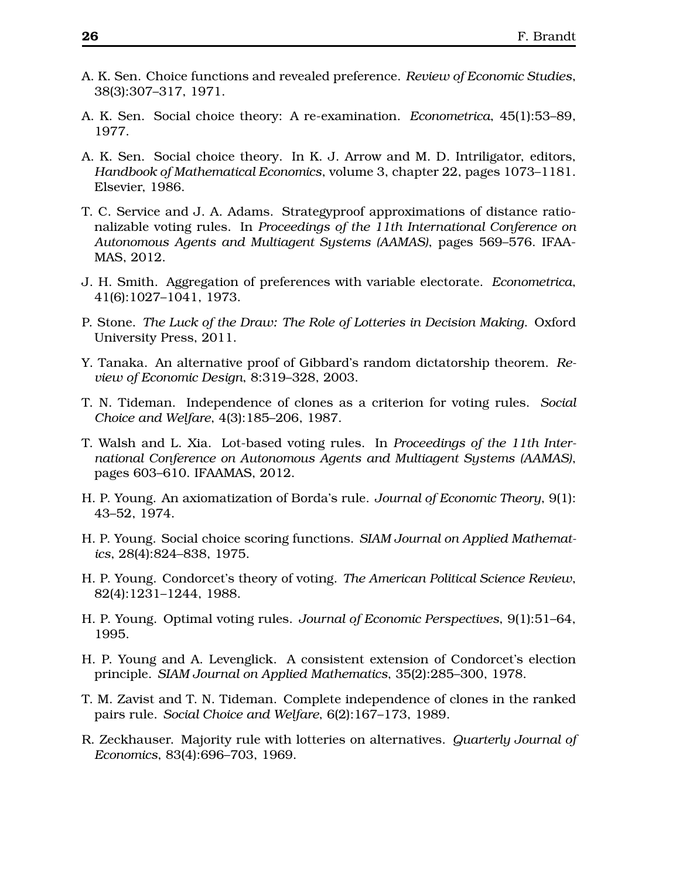A. K. Sen. Choice functions and revealed preference. *Review of Economic Studies*, 38(3):307–317, 1971.

A. K. Sen. Social choice theory: A re-examination. *Econometrica*, 45(1):53–89, 1977.

A. K. Sen. Social choice theory. In K. J. Arrow and M. D. Intriligator, editors, *Handbook of Mathematical Economics*, volume 3, chapter 22, pages 1073–1181. Elsevier, 1986.

T. C. Service and J. A. Adams. Strategyproof approximations of distance rationalizable voting rules. In *Proceedings of the 11th International Conference on Autonomous Agents and Multiagent Systems (AAMAS)*, pages 569–576. IFAAMAS, 2012.

J. H. Smith. Aggregation of preferences with variable electorate. *Econometrica*, 41(6):1027–1041, 1973.

P. Stone. *The Luck of the Draw: The Role of Lotteries in Decision Making*. Oxford University Press, 2011.

Y. Tanaka. An alternative proof of Gibbard's random dictatorship theorem. *Review of Economic Design*, 8:319–328, 2003.

T. N. Tideman. Independence of clones as a criterion for voting rules. *Social Choice and Welfare*, 4(3):185–206, 1987.

T. Walsh and L. Xia. Lot-based voting rules. In *Proceedings of the 11th International Conference on Autonomous Agents and Multiagent Systems (AAMAS)*, pages 603–610. IFAAMAS, 2012.

H. P. Young. An axiomatization of Borda's rule. *Journal of Economic Theory*, 9(1):43–52, 1974.

H. P. Young. Social choice scoring functions. *SIAM Journal on Applied Mathematics*, 28(4):824–838, 1975.

H. P. Young. Condorcet's theory of voting. *The American Political Science Review*, 82(4):1231–1244, 1988.

H. P. Young. Optimal voting rules. *Journal of Economic Perspectives*, 9(1):51–64, 1995.

H. P. Young and A. Levenglick. A consistent extension of Condorcet's election principle. *SIAM Journal on Applied Mathematics*, 35(2):285–300, 1978.

T. M. Zavist and T. N. Tideman. Complete independence of clones in the ranked pairs rule. *Social Choice and Welfare*, 6(2):167–173, 1989.

R. Zeckhauser. Majority rule with lotteries on alternatives. *Quarterly Journal of Economics*, 83(4):696–703, 1969.